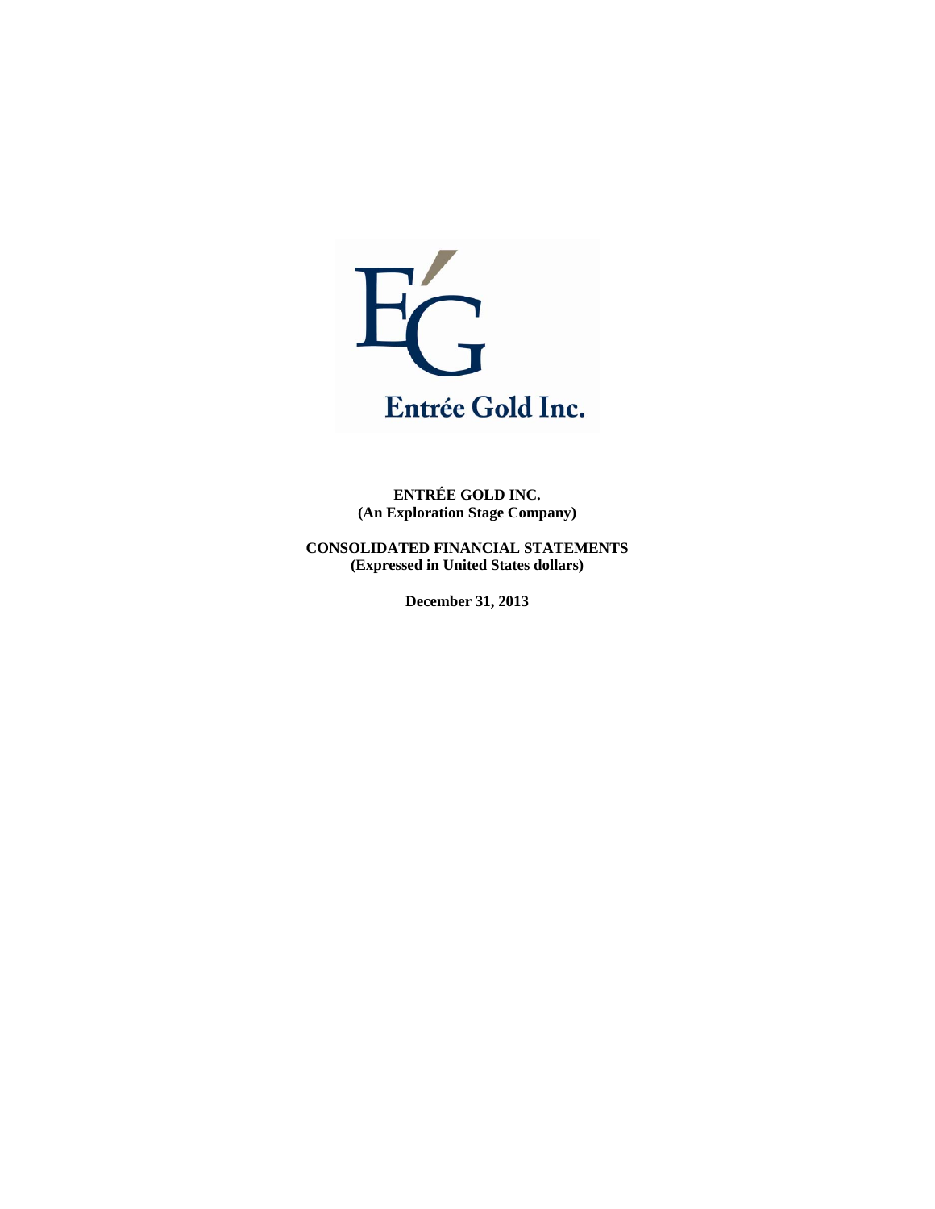Entrée Gold Inc.

**ENTRÉE GOLD INC.**
**(An Exploration Stage Company)**

**CONSOLIDATED FINANCIAL STATEMENTS**
**(Expressed in United States dollars)**

**December 31, 2013**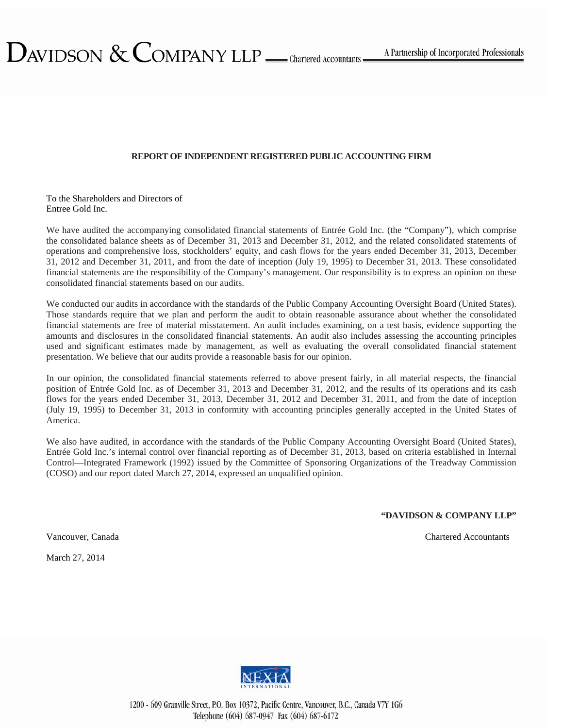**DAVIDSON & COMPANY LLP** Chartered Accountants — A Partnership of Incorporated Professionals

**REPORT OF INDEPENDENT REGISTERED PUBLIC ACCOUNTING FIRM**

To the Shareholders and Directors of
Entree Gold Inc.

We have audited the accompanying consolidated financial statements of Entrée Gold Inc. (the "Company"), which comprise the consolidated balance sheets as of December 31, 2013 and December 31, 2012, and the related consolidated statements of operations and comprehensive loss, stockholders' equity, and cash flows for the years ended December 31, 2013, December 31, 2012 and December 31, 2011, and from the date of inception (July 19, 1995) to December 31, 2013. These consolidated financial statements are the responsibility of the Company's management. Our responsibility is to express an opinion on these consolidated financial statements based on our audits.

We conducted our audits in accordance with the standards of the Public Company Accounting Oversight Board (United States). Those standards require that we plan and perform the audit to obtain reasonable assurance about whether the consolidated financial statements are free of material misstatement. An audit includes examining, on a test basis, evidence supporting the amounts and disclosures in the consolidated financial statements. An audit also includes assessing the accounting principles used and significant estimates made by management, as well as evaluating the overall consolidated financial statement presentation. We believe that our audits provide a reasonable basis for our opinion.

In our opinion, the consolidated financial statements referred to above present fairly, in all material respects, the financial position of Entrée Gold Inc. as of December 31, 2013 and December 31, 2012, and the results of its operations and its cash flows for the years ended December 31, 2013, December 31, 2012 and December 31, 2011, and from the date of inception (July 19, 1995) to December 31, 2013 in conformity with accounting principles generally accepted in the United States of America.

We also have audited, in accordance with the standards of the Public Company Accounting Oversight Board (United States), Entrée Gold Inc.'s internal control over financial reporting as of December 31, 2013, based on criteria established in Internal Control—Integrated Framework (1992) issued by the Committee of Sponsoring Organizations of the Treadway Commission (COSO) and our report dated March 27, 2014, expressed an unqualified opinion.

**"DAVIDSON & COMPANY LLP"**

Vancouver, Canada — Chartered Accountants

March 27, 2014

NEXIA INTERNATIONAL

1200 - 609 Granville Street, P.O. Box 10372, Pacific Centre, Vancouver, B.C., Canada V7Y 1G6
Telephone (604) 687-0947 Fax (604) 687-6172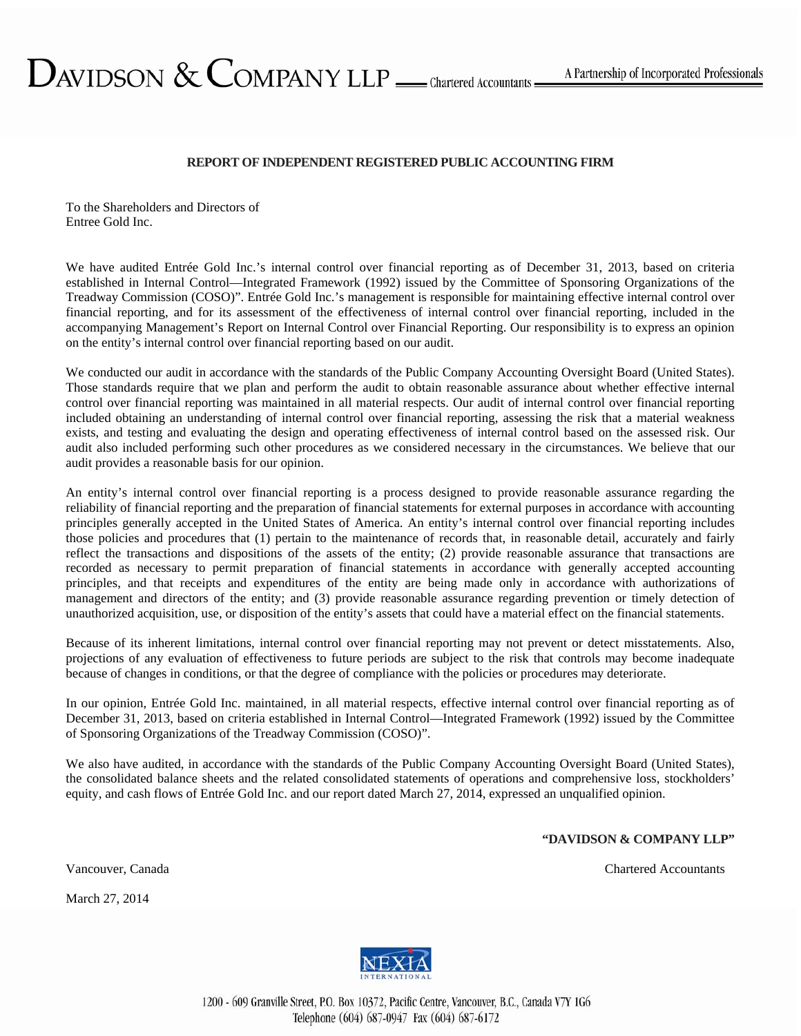DAVIDSON & COMPANY LLP — Chartered Accountants — A Partnership of Incorporated Professionals

**REPORT OF INDEPENDENT REGISTERED PUBLIC ACCOUNTING FIRM**

To the Shareholders and Directors of
Entree Gold Inc.

We have audited Entrée Gold Inc.'s internal control over financial reporting as of December 31, 2013, based on criteria established in Internal Control—Integrated Framework (1992) issued by the Committee of Sponsoring Organizations of the Treadway Commission (COSO)". Entrée Gold Inc.'s management is responsible for maintaining effective internal control over financial reporting, and for its assessment of the effectiveness of internal control over financial reporting, included in the accompanying Management's Report on Internal Control over Financial Reporting. Our responsibility is to express an opinion on the entity's internal control over financial reporting based on our audit.

We conducted our audit in accordance with the standards of the Public Company Accounting Oversight Board (United States). Those standards require that we plan and perform the audit to obtain reasonable assurance about whether effective internal control over financial reporting was maintained in all material respects. Our audit of internal control over financial reporting included obtaining an understanding of internal control over financial reporting, assessing the risk that a material weakness exists, and testing and evaluating the design and operating effectiveness of internal control based on the assessed risk. Our audit also included performing such other procedures as we considered necessary in the circumstances. We believe that our audit provides a reasonable basis for our opinion.

An entity's internal control over financial reporting is a process designed to provide reasonable assurance regarding the reliability of financial reporting and the preparation of financial statements for external purposes in accordance with accounting principles generally accepted in the United States of America. An entity's internal control over financial reporting includes those policies and procedures that (1) pertain to the maintenance of records that, in reasonable detail, accurately and fairly reflect the transactions and dispositions of the assets of the entity; (2) provide reasonable assurance that transactions are recorded as necessary to permit preparation of financial statements in accordance with generally accepted accounting principles, and that receipts and expenditures of the entity are being made only in accordance with authorizations of management and directors of the entity; and (3) provide reasonable assurance regarding prevention or timely detection of unauthorized acquisition, use, or disposition of the entity's assets that could have a material effect on the financial statements.

Because of its inherent limitations, internal control over financial reporting may not prevent or detect misstatements. Also, projections of any evaluation of effectiveness to future periods are subject to the risk that controls may become inadequate because of changes in conditions, or that the degree of compliance with the policies or procedures may deteriorate.

In our opinion, Entrée Gold Inc. maintained, in all material respects, effective internal control over financial reporting as of December 31, 2013, based on criteria established in Internal Control—Integrated Framework (1992) issued by the Committee of Sponsoring Organizations of the Treadway Commission (COSO)".

We also have audited, in accordance with the standards of the Public Company Accounting Oversight Board (United States), the consolidated balance sheets and the related consolidated statements of operations and comprehensive loss, stockholders' equity, and cash flows of Entrée Gold Inc. and our report dated March 27, 2014, expressed an unqualified opinion.

**"DAVIDSON & COMPANY LLP"**

Vancouver, Canada

Chartered Accountants

March 27, 2014

NEXIA INTERNATIONAL

1200 - 609 Granville Street, P.O. Box 10372, Pacific Centre, Vancouver, B.C., Canada V7Y 1G6
Telephone (604) 687-0947 Fax (604) 687-6172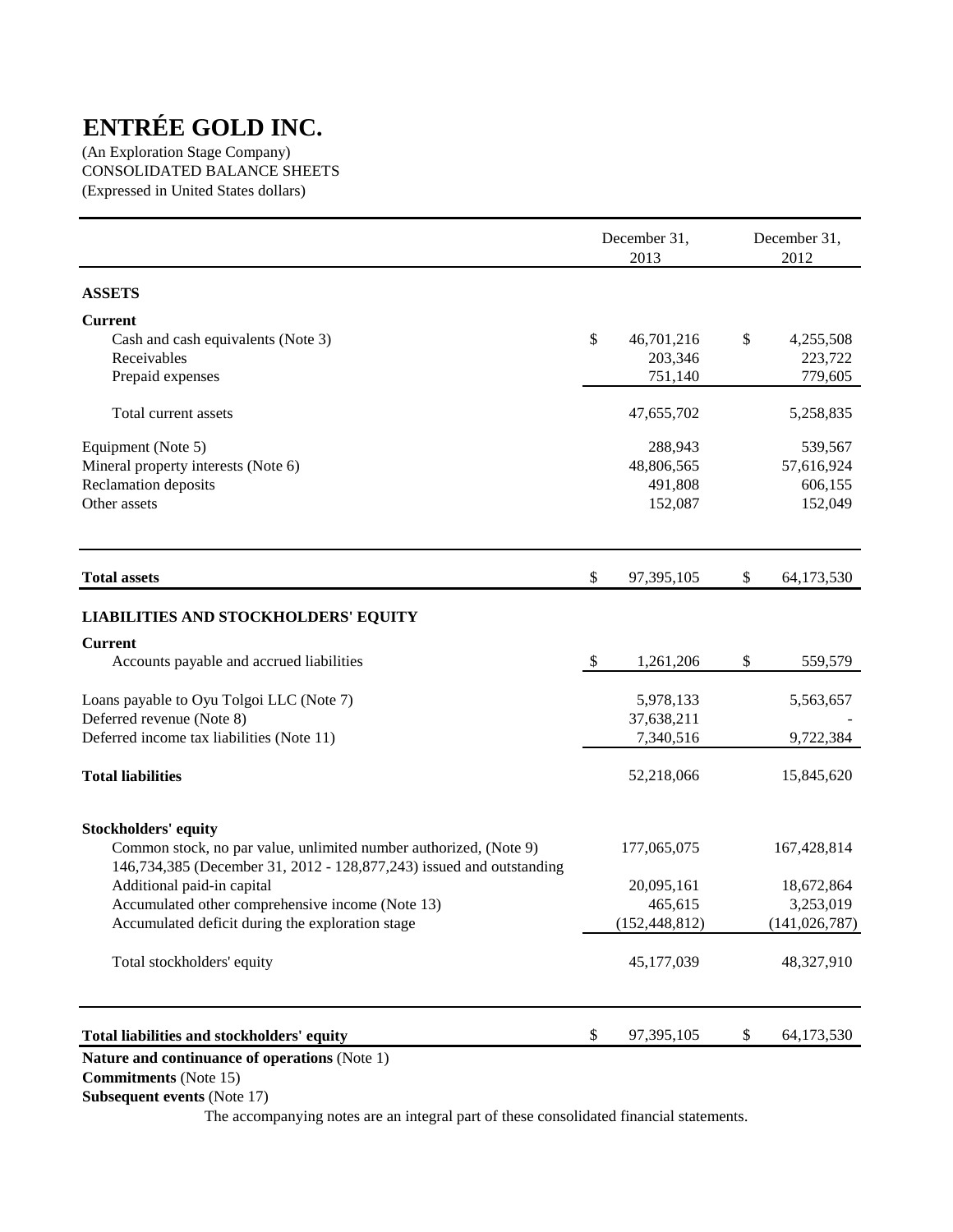# ENTRÉE GOLD INC.

(An Exploration Stage Company)
CONSOLIDATED BALANCE SHEETS
(Expressed in United States dollars)

| | December 31, 2013 | December 31, 2012 |
|---|---|---|
| **ASSETS** | | |
| **Current** | | |
| Cash and cash equivalents (Note 3) | $ 46,701,216 | $ 4,255,508 |
| Receivables | 203,346 | 223,722 |
| Prepaid expenses | 751,140 | 779,605 |
| Total current assets | 47,655,702 | 5,258,835 |
| Equipment (Note 5) | 288,943 | 539,567 |
| Mineral property interests (Note 6) | 48,806,565 | 57,616,924 |
| Reclamation deposits | 491,808 | 606,155 |
| Other assets | 152,087 | 152,049 |
| **Total assets** | $ 97,395,105 | $ 64,173,530 |
| **LIABILITIES AND STOCKHOLDERS' EQUITY** | | |
| **Current** | | |
| Accounts payable and accrued liabilities | $ 1,261,206 | $ 559,579 |
| Loans payable to Oyu Tolgoi LLC (Note 7) | 5,978,133 | 5,563,657 |
| Deferred revenue (Note 8) | 37,638,211 | - |
| Deferred income tax liabilities (Note 11) | 7,340,516 | 9,722,384 |
| **Total liabilities** | 52,218,066 | 15,845,620 |
| **Stockholders' equity** | | |
| Common stock, no par value, unlimited number authorized, (Note 9) 146,734,385 (December 31, 2012 - 128,877,243) issued and outstanding | 177,065,075 | 167,428,814 |
| Additional paid-in capital | 20,095,161 | 18,672,864 |
| Accumulated other comprehensive income (Note 13) | 465,615 | 3,253,019 |
| Accumulated deficit during the exploration stage | (152,448,812) | (141,026,787) |
| Total stockholders' equity | 45,177,039 | 48,327,910 |
| **Total liabilities and stockholders' equity** | $ 97,395,105 | $ 64,173,530 |

**Nature and continuance of operations** (Note 1)
**Commitments** (Note 15)
**Subsequent events** (Note 17)

The accompanying notes are an integral part of these consolidated financial statements.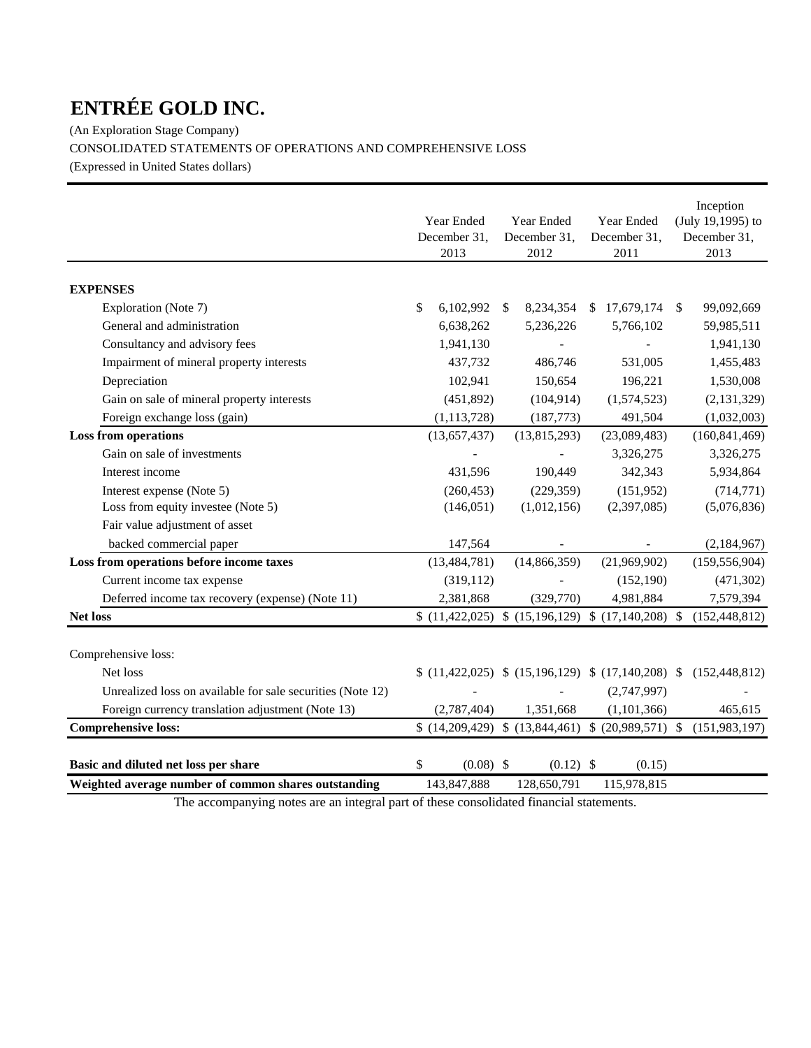# ENTRÉE GOLD INC.

(An Exploration Stage Company)

CONSOLIDATED STATEMENTS OF OPERATIONS AND COMPREHENSIVE LOSS

(Expressed in United States dollars)

| | Year Ended December 31, 2013 | Year Ended December 31, 2012 | Year Ended December 31, 2011 | Inception (July 19,1995) to December 31, 2013 |
|---|---|---|---|---|
| **EXPENSES** | | | | |
| Exploration (Note 7) | $ 6,102,992 | $ 8,234,354 | $ 17,679,174 | $ 99,092,669 |
| General and administration | 6,638,262 | 5,236,226 | 5,766,102 | 59,985,511 |
| Consultancy and advisory fees | 1,941,130 | - | - | 1,941,130 |
| Impairment of mineral property interests | 437,732 | 486,746 | 531,005 | 1,455,483 |
| Depreciation | 102,941 | 150,654 | 196,221 | 1,530,008 |
| Gain on sale of mineral property interests | (451,892) | (104,914) | (1,574,523) | (2,131,329) |
| Foreign exchange loss (gain) | (1,113,728) | (187,773) | 491,504 | (1,032,003) |
| **Loss from operations** | (13,657,437) | (13,815,293) | (23,089,483) | (160,841,469) |
| Gain on sale of investments | - | - | 3,326,275 | 3,326,275 |
| Interest income | 431,596 | 190,449 | 342,343 | 5,934,864 |
| Interest expense (Note 5) | (260,453) | (229,359) | (151,952) | (714,771) |
| Loss from equity investee (Note 5) | (146,051) | (1,012,156) | (2,397,085) | (5,076,836) |
| Fair value adjustment of asset backed commercial paper | 147,564 | - | - | (2,184,967) |
| **Loss from operations before income taxes** | (13,484,781) | (14,866,359) | (21,969,902) | (159,556,904) |
| Current income tax expense | (319,112) | - | (152,190) | (471,302) |
| Deferred income tax recovery (expense) (Note 11) | 2,381,868 | (329,770) | 4,981,884 | 7,579,394 |
| **Net loss** | $ (11,422,025) | $ (15,196,129) | $ (17,140,208) | $ (152,448,812) |
| Comprehensive loss: | | | | |
| Net loss | $ (11,422,025) | $ (15,196,129) | $ (17,140,208) | $ (152,448,812) |
| Unrealized loss on available for sale securities (Note 12) | - | - | (2,747,997) | - |
| Foreign currency translation adjustment (Note 13) | (2,787,404) | 1,351,668 | (1,101,366) | 465,615 |
| **Comprehensive loss:** | $ (14,209,429) | $ (13,844,461) | $ (20,989,571) | $ (151,983,197) |
| **Basic and diluted net loss per share** | $ (0.08) | $ (0.12) | $ (0.15) | |
| **Weighted average number of common shares outstanding** | 143,847,888 | 128,650,791 | 115,978,815 | |

The accompanying notes are an integral part of these consolidated financial statements.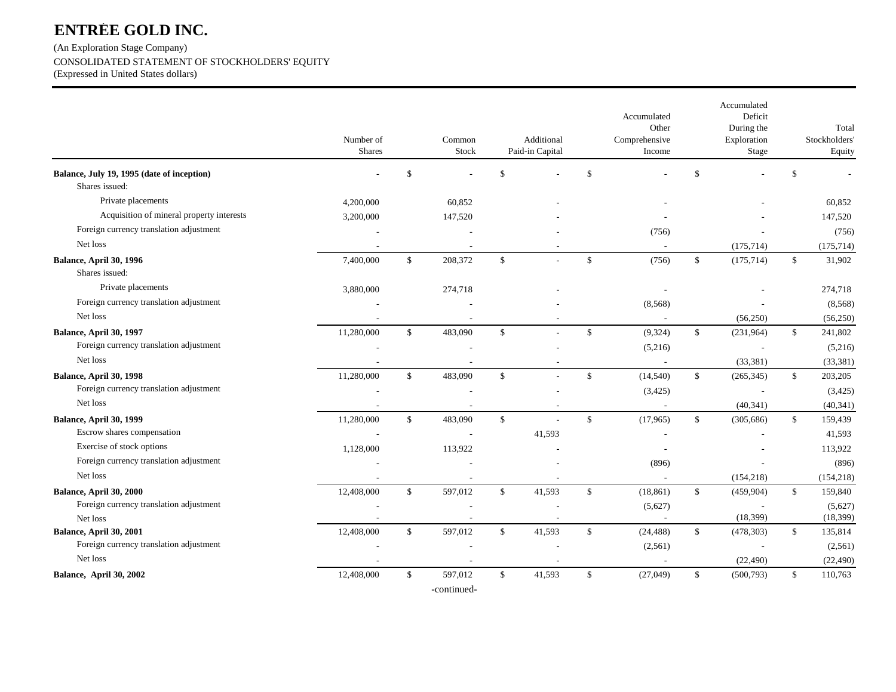# ENTRÉE GOLD INC.

(An Exploration Stage Company)

CONSOLIDATED STATEMENT OF STOCKHOLDERS' EQUITY

(Expressed in United States dollars)

| | Number of Shares | Common Stock | Additional Paid-in Capital | Accumulated Other Comprehensive Income | Accumulated Deficit During the Exploration Stage | Total Stockholders' Equity |
|---|---|---|---|---|---|---|
| **Balance, July 19, 1995 (date of inception)** | - | $ - | $ - | $ - | $ - | $ - |
| Shares issued: | | | | | | |
| Private placements | 4,200,000 | 60,852 | - | - | - | 60,852 |
| Acquisition of mineral property interests | 3,200,000 | 147,520 | - | - | - | 147,520 |
| Foreign currency translation adjustment | - | - | - | (756) | - | (756) |
| Net loss | - | - | - | - | (175,714) | (175,714) |
| **Balance, April 30, 1996** | 7,400,000 | $ 208,372 | $ - | $ (756) | $ (175,714) | $ 31,902 |
| Shares issued: | | | | | | |
| Private placements | 3,880,000 | 274,718 | - | - | - | 274,718 |
| Foreign currency translation adjustment | - | - | - | (8,568) | - | (8,568) |
| Net loss | - | - | - | - | (56,250) | (56,250) |
| **Balance, April 30, 1997** | 11,280,000 | $ 483,090 | $ - | $ (9,324) | $ (231,964) | $ 241,802 |
| Foreign currency translation adjustment | - | - | - | (5,216) | - | (5,216) |
| Net loss | - | - | - | - | (33,381) | (33,381) |
| **Balance, April 30, 1998** | 11,280,000 | $ 483,090 | $ - | $ (14,540) | $ (265,345) | $ 203,205 |
| Foreign currency translation adjustment | - | - | - | (3,425) | - | (3,425) |
| Net loss | - | - | - | - | (40,341) | (40,341) |
| **Balance, April 30, 1999** | 11,280,000 | $ 483,090 | $ - | $ (17,965) | $ (305,686) | $ 159,439 |
| Escrow shares compensation | - | - | 41,593 | - | - | 41,593 |
| Exercise of stock options | 1,128,000 | 113,922 | - | - | - | 113,922 |
| Foreign currency translation adjustment | - | - | - | (896) | - | (896) |
| Net loss | - | - | - | - | (154,218) | (154,218) |
| **Balance, April 30, 2000** | 12,408,000 | $ 597,012 | $ 41,593 | $ (18,861) | $ (459,904) | $ 159,840 |
| Foreign currency translation adjustment | - | - | - | (5,627) | - | (5,627) |
| Net loss | - | - | - | - | (18,399) | (18,399) |
| **Balance, April 30, 2001** | 12,408,000 | $ 597,012 | $ 41,593 | $ (24,488) | $ (478,303) | $ 135,814 |
| Foreign currency translation adjustment | - | - | - | (2,561) | - | (2,561) |
| Net loss | - | - | - | - | (22,490) | (22,490) |
| **Balance, April 30, 2002** | 12,408,000 | $ 597,012 | $ 41,593 | $ (27,049) | $ (500,793) | $ 110,763 |

-continued-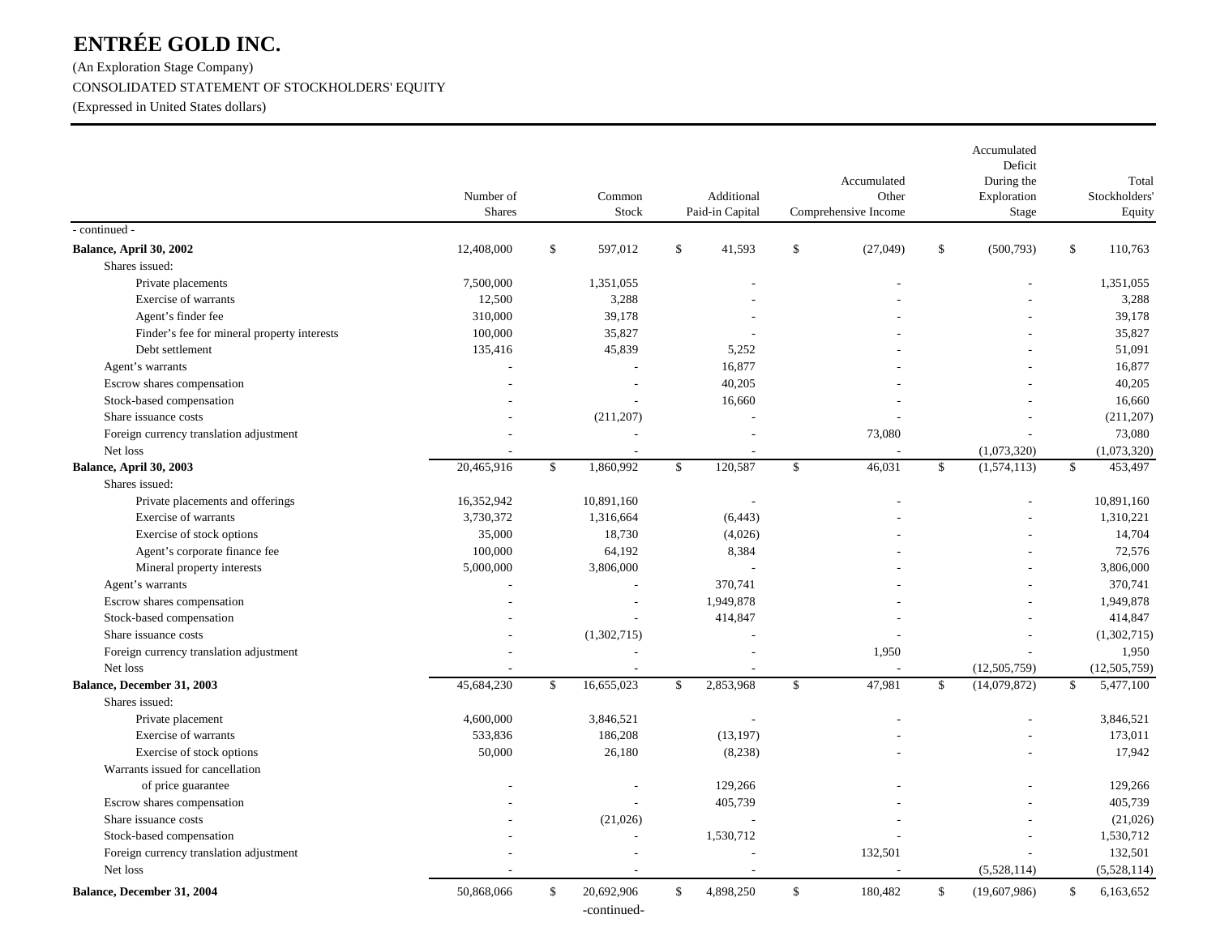# ENTRÉE GOLD INC.

(An Exploration Stage Company)

CONSOLIDATED STATEMENT OF STOCKHOLDERS' EQUITY

(Expressed in United States dollars)

| | Number of Shares | Common Stock | Additional Paid-in Capital | Accumulated Other Comprehensive Income | Accumulated Deficit During the Exploration Stage | Total Stockholders' Equity |
|---|---|---|---|---|---|---|
| - continued - | | | | | | |
| **Balance, April 30, 2002** | 12,408,000 | $ 597,012 | $ 41,593 | $ (27,049) | $ (500,793) | $ 110,763 |
| Shares issued: | | | | | | |
| Private placements | 7,500,000 | 1,351,055 | - | - | - | 1,351,055 |
| Exercise of warrants | 12,500 | 3,288 | - | - | - | 3,288 |
| Agent’s finder fee | 310,000 | 39,178 | - | - | - | 39,178 |
| Finder’s fee for mineral property interests | 100,000 | 35,827 | - | - | - | 35,827 |
| Debt settlement | 135,416 | 45,839 | 5,252 | - | - | 51,091 |
| Agent’s warrants | - | - | 16,877 | - | - | 16,877 |
| Escrow shares compensation | - | - | 40,205 | - | - | 40,205 |
| Stock-based compensation | - | - | 16,660 | - | - | 16,660 |
| Share issuance costs | - | (211,207) | - | - | - | (211,207) |
| Foreign currency translation adjustment | - | - | - | 73,080 | - | 73,080 |
| Net loss | - | - | - | - | (1,073,320) | (1,073,320) |
| **Balance, April 30, 2003** | 20,465,916 | $ 1,860,992 | $ 120,587 | $ 46,031 | $ (1,574,113) | $ 453,497 |
| Shares issued: | | | | | | |
| Private placements and offerings | 16,352,942 | 10,891,160 | - | - | - | 10,891,160 |
| Exercise of warrants | 3,730,372 | 1,316,664 | (6,443) | - | - | 1,310,221 |
| Exercise of stock options | 35,000 | 18,730 | (4,026) | - | - | 14,704 |
| Agent’s corporate finance fee | 100,000 | 64,192 | 8,384 | - | - | 72,576 |
| Mineral property interests | 5,000,000 | 3,806,000 | - | - | - | 3,806,000 |
| Agent’s warrants | - | - | 370,741 | - | - | 370,741 |
| Escrow shares compensation | - | - | 1,949,878 | - | - | 1,949,878 |
| Stock-based compensation | - | - | 414,847 | - | - | 414,847 |
| Share issuance costs | - | (1,302,715) | - | - | - | (1,302,715) |
| Foreign currency translation adjustment | - | - | - | 1,950 | - | 1,950 |
| Net loss | - | - | - | - | (12,505,759) | (12,505,759) |
| **Balance, December 31, 2003** | 45,684,230 | $ 16,655,023 | $ 2,853,968 | $ 47,981 | $ (14,079,872) | $ 5,477,100 |
| Shares issued: | | | | | | |
| Private placement | 4,600,000 | 3,846,521 | - | - | - | 3,846,521 |
| Exercise of warrants | 533,836 | 186,208 | (13,197) | - | - | 173,011 |
| Exercise of stock options | 50,000 | 26,180 | (8,238) | - | - | 17,942 |
| Warrants issued for cancellation of price guarantee | - | - | 129,266 | - | - | 129,266 |
| Escrow shares compensation | - | - | 405,739 | - | - | 405,739 |
| Share issuance costs | - | (21,026) | - | - | - | (21,026) |
| Stock-based compensation | - | - | 1,530,712 | - | - | 1,530,712 |
| Foreign currency translation adjustment | - | - | - | 132,501 | - | 132,501 |
| Net loss | - | - | - | - | (5,528,114) | (5,528,114) |
| **Balance, December 31, 2004** | 50,868,066 | $ 20,692,906 | $ 4,898,250 | $ 180,482 | $ (19,607,986) | $ 6,163,652 |

-continued-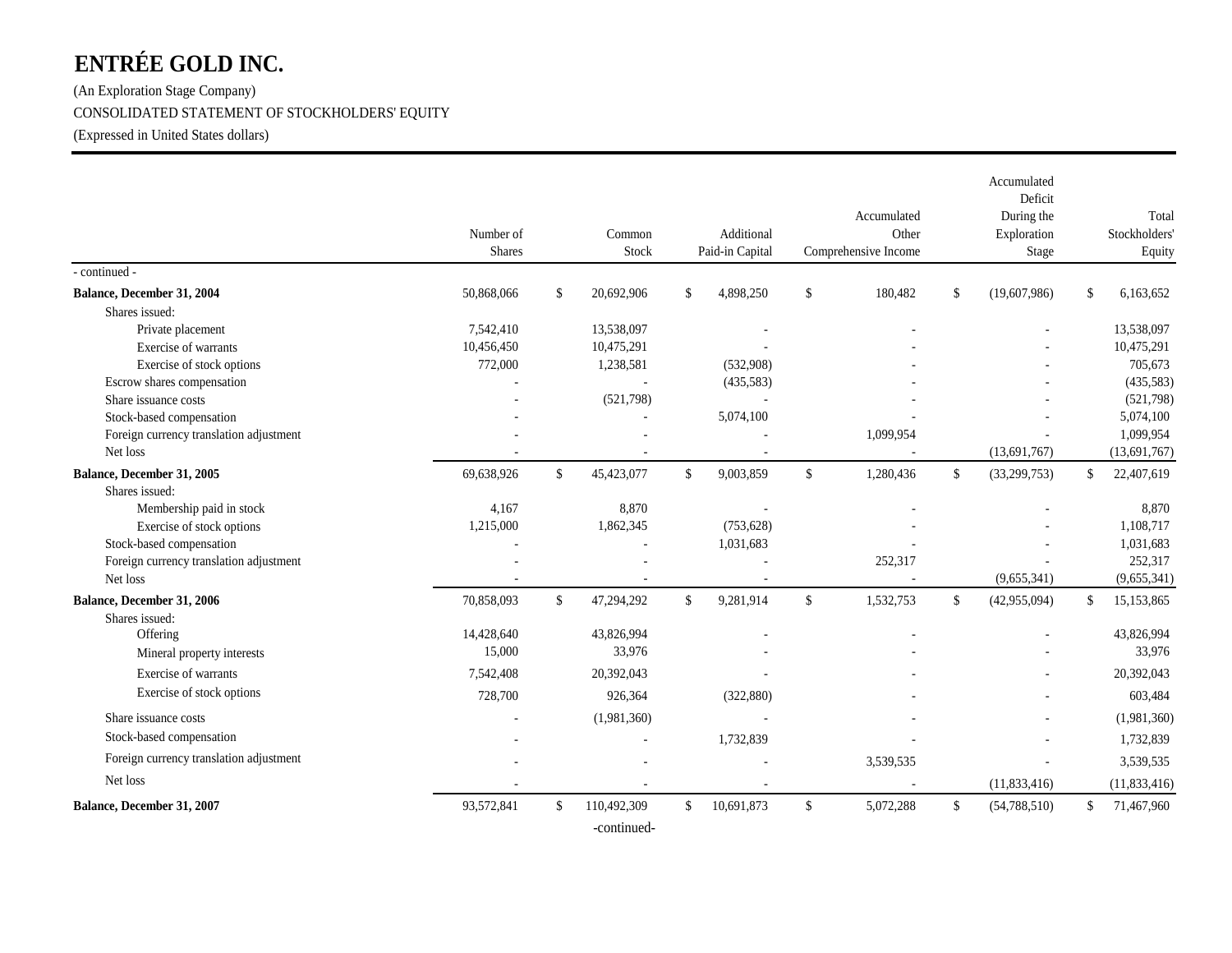# ENTRÉE GOLD INC.

(An Exploration Stage Company)

CONSOLIDATED STATEMENT OF STOCKHOLDERS' EQUITY

(Expressed in United States dollars)

| | Number of Shares | Common Stock | Additional Paid-in Capital | Accumulated Other Comprehensive Income | Accumulated Deficit During the Exploration Stage | Total Stockholders' Equity |
|---|---|---|---|---|---|---|
| - continued - | | | | | | |
| **Balance, December 31, 2004** | 50,868,066 | $ 20,692,906 | $ 4,898,250 | $ 180,482 | $ (19,607,986) | $ 6,163,652 |
| Shares issued: | | | | | | |
| Private placement | 7,542,410 | 13,538,097 | - | - | - | 13,538,097 |
| Exercise of warrants | 10,456,450 | 10,475,291 | - | - | - | 10,475,291 |
| Exercise of stock options | 772,000 | 1,238,581 | (532,908) | - | - | 705,673 |
| Escrow shares compensation | - | - | (435,583) | - | - | (435,583) |
| Share issuance costs | - | (521,798) | - | - | - | (521,798) |
| Stock-based compensation | - | - | 5,074,100 | - | - | 5,074,100 |
| Foreign currency translation adjustment | - | - | - | 1,099,954 | - | 1,099,954 |
| Net loss | - | - | - | - | (13,691,767) | (13,691,767) |
| **Balance, December 31, 2005** | 69,638,926 | $ 45,423,077 | $ 9,003,859 | $ 1,280,436 | $ (33,299,753) | $ 22,407,619 |
| Shares issued: | | | | | | |
| Membership paid in stock | 4,167 | 8,870 | - | - | - | 8,870 |
| Exercise of stock options | 1,215,000 | 1,862,345 | (753,628) | - | - | 1,108,717 |
| Stock-based compensation | - | - | 1,031,683 | - | - | 1,031,683 |
| Foreign currency translation adjustment | - | - | - | 252,317 | - | 252,317 |
| Net loss | - | - | - | - | (9,655,341) | (9,655,341) |
| **Balance, December 31, 2006** | 70,858,093 | $ 47,294,292 | $ 9,281,914 | $ 1,532,753 | $ (42,955,094) | $ 15,153,865 |
| Shares issued: | | | | | | |
| Offering | 14,428,640 | 43,826,994 | - | - | - | 43,826,994 |
| Mineral property interests | 15,000 | 33,976 | - | - | - | 33,976 |
| Exercise of warrants | 7,542,408 | 20,392,043 | - | - | - | 20,392,043 |
| Exercise of stock options | 728,700 | 926,364 | (322,880) | - | - | 603,484 |
| Share issuance costs | - | (1,981,360) | - | - | - | (1,981,360) |
| Stock-based compensation | - | - | 1,732,839 | - | - | 1,732,839 |
| Foreign currency translation adjustment | - | - | - | 3,539,535 | - | 3,539,535 |
| Net loss | - | - | - | - | (11,833,416) | (11,833,416) |
| **Balance, December 31, 2007** | 93,572,841 | $ 110,492,309 | $ 10,691,873 | $ 5,072,288 | $ (54,788,510) | $ 71,467,960 |

-continued-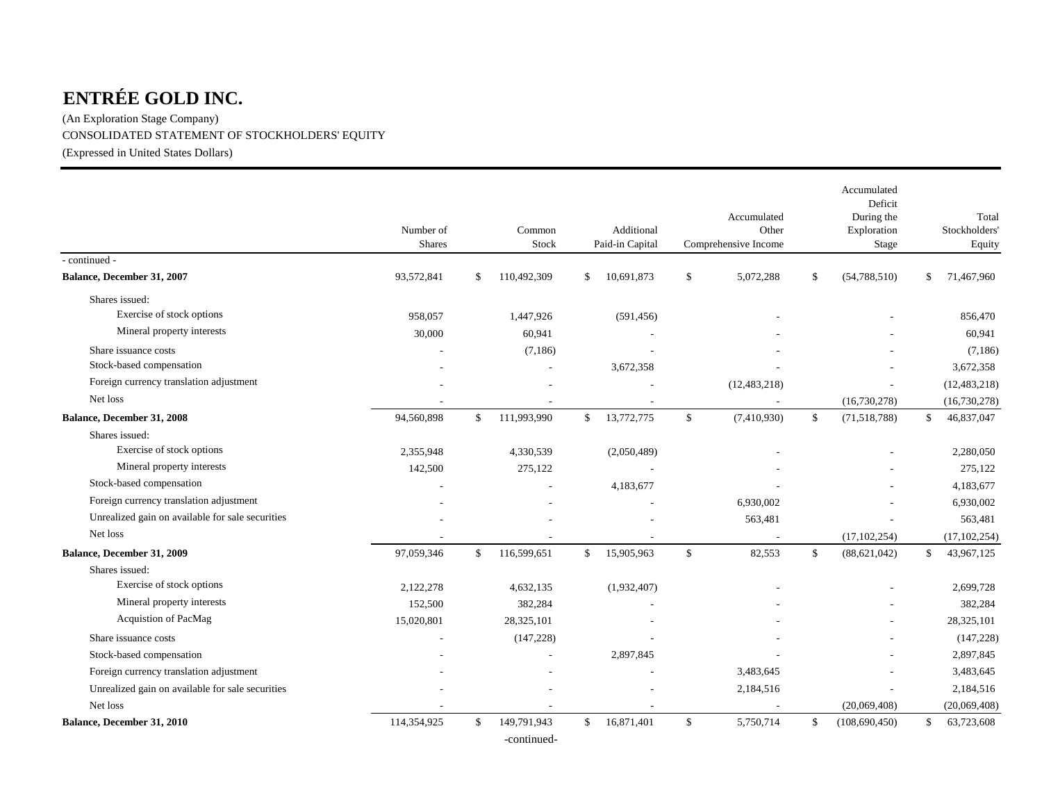# ENTRÉE GOLD INC.

(An Exploration Stage Company)

CONSOLIDATED STATEMENT OF STOCKHOLDERS' EQUITY

(Expressed in United States Dollars)

| | Number of Shares | Common Stock | Additional Paid-in Capital | Accumulated Other Comprehensive Income | Accumulated Deficit During the Exploration Stage | Total Stockholders' Equity |
|---|---|---|---|---|---|---|
| - continued - | | | | | | |
| **Balance, December 31, 2007** | 93,572,841 | $ 110,492,309 | $ 10,691,873 | $ 5,072,288 | $ (54,788,510) | $ 71,467,960 |
| Shares issued: | | | | | | |
| Exercise of stock options | 958,057 | 1,447,926 | (591,456) | - | - | 856,470 |
| Mineral property interests | 30,000 | 60,941 | - | - | - | 60,941 |
| Share issuance costs | - | (7,186) | - | - | - | (7,186) |
| Stock-based compensation | - | - | 3,672,358 | - | - | 3,672,358 |
| Foreign currency translation adjustment | - | - | - | (12,483,218) | - | (12,483,218) |
| Net loss | - | - | - | - | (16,730,278) | (16,730,278) |
| **Balance, December 31, 2008** | 94,560,898 | $ 111,993,990 | $ 13,772,775 | $ (7,410,930) | $ (71,518,788) | $ 46,837,047 |
| Shares issued: | | | | | | |
| Exercise of stock options | 2,355,948 | 4,330,539 | (2,050,489) | - | - | 2,280,050 |
| Mineral property interests | 142,500 | 275,122 | - | - | - | 275,122 |
| Stock-based compensation | - | - | 4,183,677 | - | - | 4,183,677 |
| Foreign currency translation adjustment | - | - | - | 6,930,002 | - | 6,930,002 |
| Unrealized gain on available for sale securities | - | - | - | 563,481 | - | 563,481 |
| Net loss | - | - | - | - | (17,102,254) | (17,102,254) |
| **Balance, December 31, 2009** | 97,059,346 | $ 116,599,651 | $ 15,905,963 | $ 82,553 | $ (88,621,042) | $ 43,967,125 |
| Shares issued: | | | | | | |
| Exercise of stock options | 2,122,278 | 4,632,135 | (1,932,407) | - | - | 2,699,728 |
| Mineral property interests | 152,500 | 382,284 | - | - | - | 382,284 |
| Acquistion of PacMag | 15,020,801 | 28,325,101 | - | - | - | 28,325,101 |
| Share issuance costs | - | (147,228) | - | - | - | (147,228) |
| Stock-based compensation | - | - | 2,897,845 | - | - | 2,897,845 |
| Foreign currency translation adjustment | - | - | - | 3,483,645 | - | 3,483,645 |
| Unrealized gain on available for sale securities | - | - | - | 2,184,516 | - | 2,184,516 |
| Net loss | - | - | - | - | (20,069,408) | (20,069,408) |
| **Balance, December 31, 2010** | 114,354,925 | $ 149,791,943 | $ 16,871,401 | $ 5,750,714 | $ (108,690,450) | $ 63,723,608 |

-continued-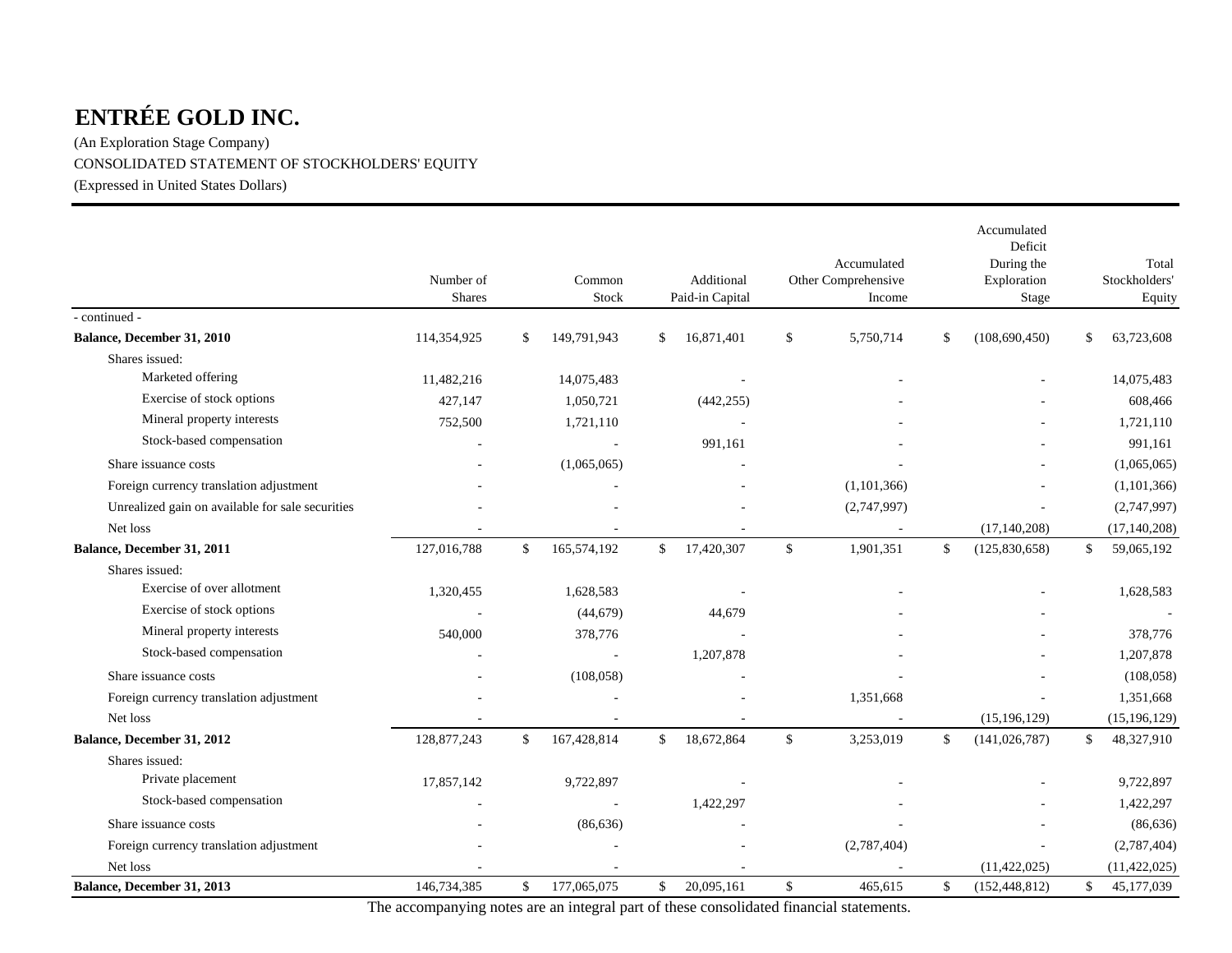# ENTRÉE GOLD INC.

(An Exploration Stage Company)

CONSOLIDATED STATEMENT OF STOCKHOLDERS' EQUITY

(Expressed in United States Dollars)

| | Number of Shares | Common Stock | Additional Paid-in Capital | Accumulated Other Comprehensive Income | Accumulated Deficit During the Exploration Stage | Total Stockholders' Equity |
|---|---|---|---|---|---|---|
| - continued - | | | | | | |
| **Balance, December 31, 2010** | 114,354,925 | $ 149,791,943 | $ 16,871,401 | $ 5,750,714 | $ (108,690,450) | $ 63,723,608 |
| Shares issued: | | | | | | |
| Marketed offering | 11,482,216 | 14,075,483 | - | - | - | 14,075,483 |
| Exercise of stock options | 427,147 | 1,050,721 | (442,255) | - | - | 608,466 |
| Mineral property interests | 752,500 | 1,721,110 | - | - | - | 1,721,110 |
| Stock-based compensation | - | - | 991,161 | - | - | 991,161 |
| Share issuance costs | - | (1,065,065) | - | - | - | (1,065,065) |
| Foreign currency translation adjustment | - | - | - | (1,101,366) | - | (1,101,366) |
| Unrealized gain on available for sale securities | - | - | - | (2,747,997) | - | (2,747,997) |
| Net loss | - | - | - | - | (17,140,208) | (17,140,208) |
| **Balance, December 31, 2011** | 127,016,788 | $ 165,574,192 | $ 17,420,307 | $ 1,901,351 | $ (125,830,658) | $ 59,065,192 |
| Shares issued: | | | | | | |
| Exercise of over allotment | 1,320,455 | 1,628,583 | - | - | - | 1,628,583 |
| Exercise of stock options | - | (44,679) | 44,679 | - | - | - |
| Mineral property interests | 540,000 | 378,776 | - | - | - | 378,776 |
| Stock-based compensation | - | - | 1,207,878 | - | - | 1,207,878 |
| Share issuance costs | - | (108,058) | - | - | - | (108,058) |
| Foreign currency translation adjustment | - | - | - | 1,351,668 | - | 1,351,668 |
| Net loss | - | - | - | - | (15,196,129) | (15,196,129) |
| **Balance, December 31, 2012** | 128,877,243 | $ 167,428,814 | $ 18,672,864 | $ 3,253,019 | $ (141,026,787) | $ 48,327,910 |
| Shares issued: | | | | | | |
| Private placement | 17,857,142 | 9,722,897 | - | - | - | 9,722,897 |
| Stock-based compensation | - | - | 1,422,297 | - | - | 1,422,297 |
| Share issuance costs | - | (86,636) | - | - | - | (86,636) |
| Foreign currency translation adjustment | - | - | - | (2,787,404) | - | (2,787,404) |
| Net loss | - | - | - | - | (11,422,025) | (11,422,025) |
| **Balance, December 31, 2013** | 146,734,385 | $ 177,065,075 | $ 20,095,161 | $ 465,615 | $ (152,448,812) | $ 45,177,039 |

The accompanying notes are an integral part of these consolidated financial statements.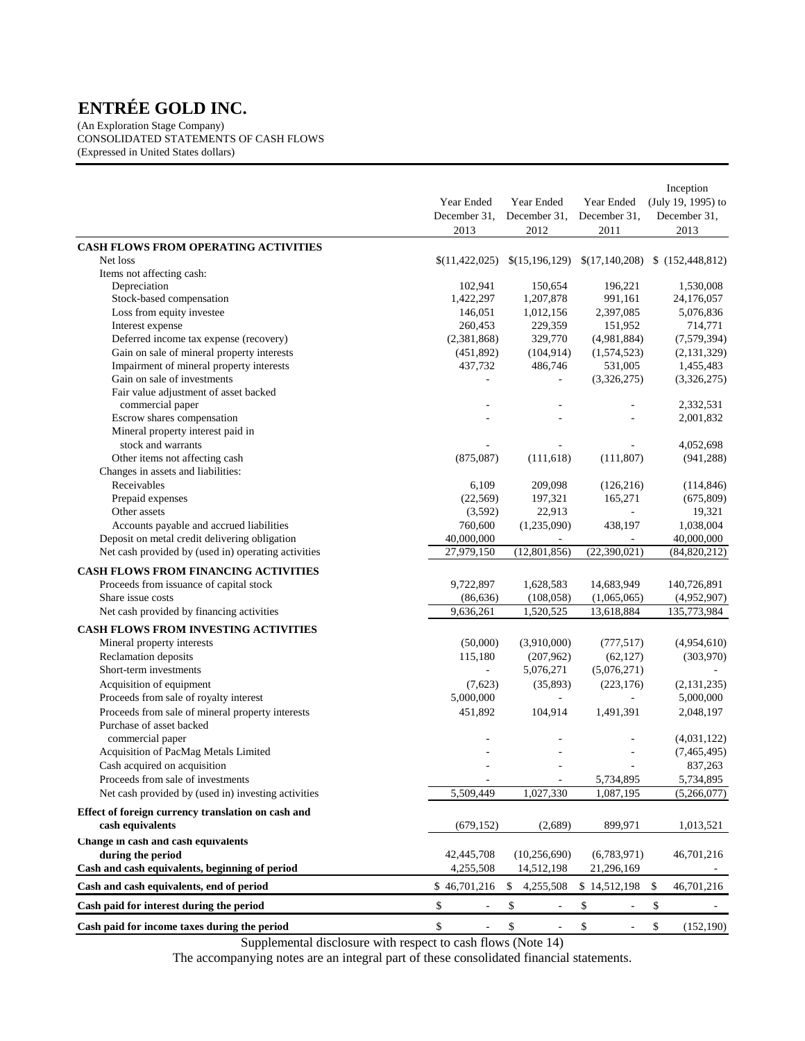# ENTRÉE GOLD INC.

(An Exploration Stage Company)
CONSOLIDATED STATEMENTS OF CASH FLOWS
(Expressed in United States dollars)

| | Year Ended December 31, 2013 | Year Ended December 31, 2012 | Year Ended December 31, 2011 | Inception (July 19, 1995) to December 31, 2013 |
|---|---|---|---|---|
| **CASH FLOWS FROM OPERATING ACTIVITIES** | | | | |
| Net loss | $(11,422,025) | $(15,196,129) | $(17,140,208) | $ (152,448,812) |
| Items not affecting cash: | | | | |
| Depreciation | 102,941 | 150,654 | 196,221 | 1,530,008 |
| Stock-based compensation | 1,422,297 | 1,207,878 | 991,161 | 24,176,057 |
| Loss from equity investee | 146,051 | 1,012,156 | 2,397,085 | 5,076,836 |
| Interest expense | 260,453 | 229,359 | 151,952 | 714,771 |
| Deferred income tax expense (recovery) | (2,381,868) | 329,770 | (4,981,884) | (7,579,394) |
| Gain on sale of mineral property interests | (451,892) | (104,914) | (1,574,523) | (2,131,329) |
| Impairment of mineral property interests | 437,732 | 486,746 | 531,005 | 1,455,483 |
| Gain on sale of investments | - | - | (3,326,275) | (3,326,275) |
| Fair value adjustment of asset backed commercial paper | - | - | - | 2,332,531 |
| Escrow shares compensation | - | - | - | 2,001,832 |
| Mineral property interest paid in stock and warrants | - | - | - | 4,052,698 |
| Other items not affecting cash | (875,087) | (111,618) | (111,807) | (941,288) |
| Changes in assets and liabilities: | | | | |
| Receivables | 6,109 | 209,098 | (126,216) | (114,846) |
| Prepaid expenses | (22,569) | 197,321 | 165,271 | (675,809) |
| Other assets | (3,592) | 22,913 | - | 19,321 |
| Accounts payable and accrued liabilities | 760,600 | (1,235,090) | 438,197 | 1,038,004 |
| Deposit on metal credit delivering obligation | 40,000,000 | - | - | 40,000,000 |
| Net cash provided by (used in) operating activities | 27,979,150 | (12,801,856) | (22,390,021) | (84,820,212) |
| **CASH FLOWS FROM FINANCING ACTIVITIES** | | | | |
| Proceeds from issuance of capital stock | 9,722,897 | 1,628,583 | 14,683,949 | 140,726,891 |
| Share issue costs | (86,636) | (108,058) | (1,065,065) | (4,952,907) |
| Net cash provided by financing activities | 9,636,261 | 1,520,525 | 13,618,884 | 135,773,984 |
| **CASH FLOWS FROM INVESTING ACTIVITIES** | | | | |
| Mineral property interests | (50,000) | (3,910,000) | (777,517) | (4,954,610) |
| Reclamation deposits | 115,180 | (207,962) | (62,127) | (303,970) |
| Short-term investments | - | 5,076,271 | (5,076,271) | - |
| Acquisition of equipment | (7,623) | (35,893) | (223,176) | (2,131,235) |
| Proceeds from sale of royalty interest | 5,000,000 | - | - | 5,000,000 |
| Proceeds from sale of mineral property interests | 451,892 | 104,914 | 1,491,391 | 2,048,197 |
| Purchase of asset backed commercial paper | - | - | - | (4,031,122) |
| Acquisition of PacMag Metals Limited | - | - | - | (7,465,495) |
| Cash acquired on acquisition | - | - | - | 837,263 |
| Proceeds from sale of investments | - | - | 5,734,895 | 5,734,895 |
| Net cash provided by (used in) investing activities | 5,509,449 | 1,027,330 | 1,087,195 | (5,266,077) |
| **Effect of foreign currency translation on cash and cash equivalents** | (679,152) | (2,689) | 899,971 | 1,013,521 |
| **Change in cash and cash equivalents during the period** | 42,445,708 | (10,256,690) | (6,783,971) | 46,701,216 |
| **Cash and cash equivalents, beginning of period** | 4,255,508 | 14,512,198 | 21,296,169 | - |
| **Cash and cash equivalents, end of period** | $ 46,701,216 | $ 4,255,508 | $ 14,512,198 | $ 46,701,216 |
| **Cash paid for interest during the period** | $ - | $ - | $ - | $ - |
| **Cash paid for income taxes during the period** | $ - | $ - | $ - | $ (152,190) |

Supplemental disclosure with respect to cash flows (Note 14)

The accompanying notes are an integral part of these consolidated financial statements.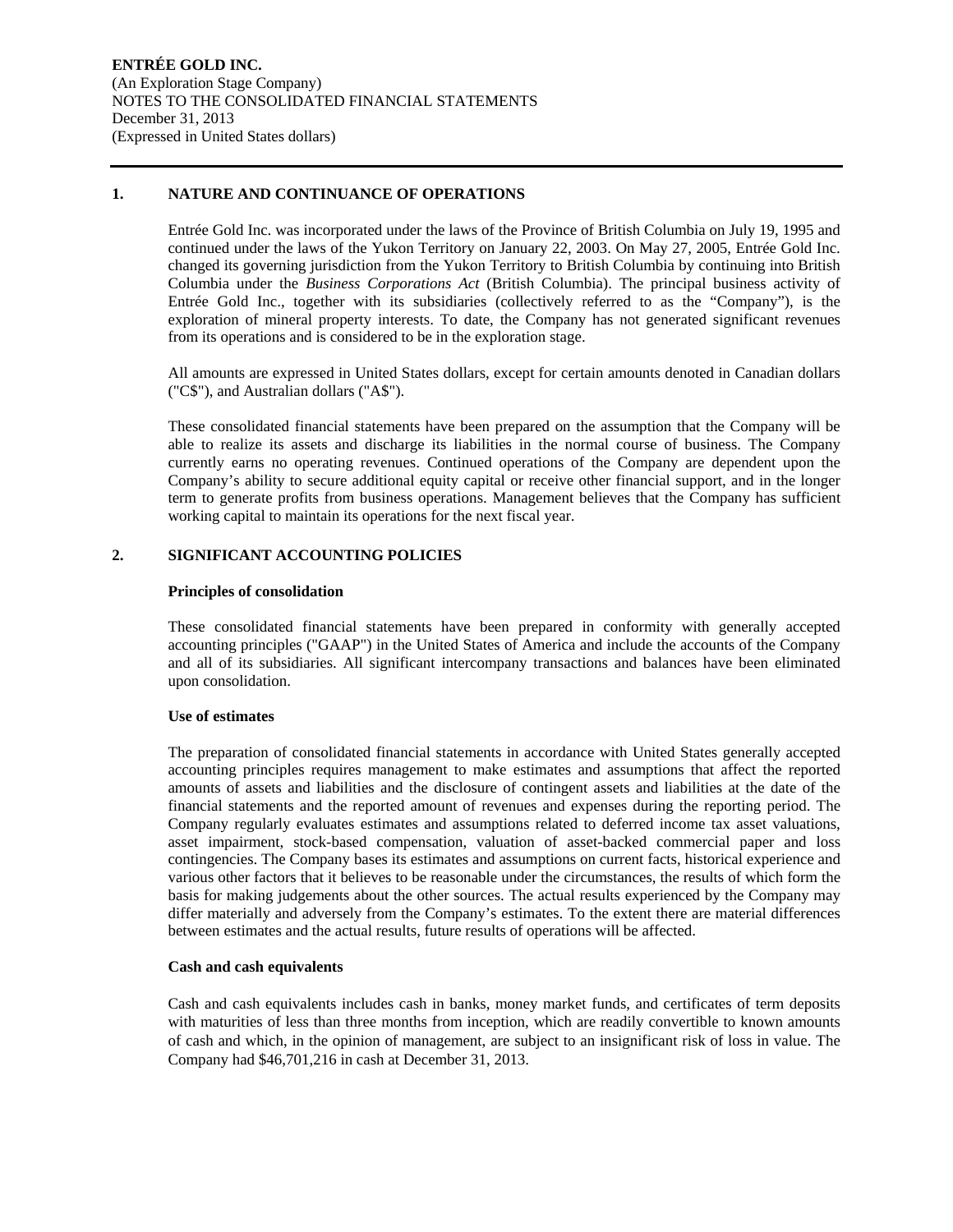**ENTRÉE GOLD INC.**
(An Exploration Stage Company)
NOTES TO THE CONSOLIDATED FINANCIAL STATEMENTS
December 31, 2013
(Expressed in United States dollars)

## 1. NATURE AND CONTINUANCE OF OPERATIONS

Entrée Gold Inc. was incorporated under the laws of the Province of British Columbia on July 19, 1995 and continued under the laws of the Yukon Territory on January 22, 2003. On May 27, 2005, Entrée Gold Inc. changed its governing jurisdiction from the Yukon Territory to British Columbia by continuing into British Columbia under the *Business Corporations Act* (British Columbia). The principal business activity of Entrée Gold Inc., together with its subsidiaries (collectively referred to as the "Company"), is the exploration of mineral property interests. To date, the Company has not generated significant revenues from its operations and is considered to be in the exploration stage.

All amounts are expressed in United States dollars, except for certain amounts denoted in Canadian dollars ("C$"), and Australian dollars ("A$").

These consolidated financial statements have been prepared on the assumption that the Company will be able to realize its assets and discharge its liabilities in the normal course of business. The Company currently earns no operating revenues. Continued operations of the Company are dependent upon the Company's ability to secure additional equity capital or receive other financial support, and in the longer term to generate profits from business operations. Management believes that the Company has sufficient working capital to maintain its operations for the next fiscal year.

## 2. SIGNIFICANT ACCOUNTING POLICIES

### Principles of consolidation

These consolidated financial statements have been prepared in conformity with generally accepted accounting principles ("GAAP") in the United States of America and include the accounts of the Company and all of its subsidiaries. All significant intercompany transactions and balances have been eliminated upon consolidation.

### Use of estimates

The preparation of consolidated financial statements in accordance with United States generally accepted accounting principles requires management to make estimates and assumptions that affect the reported amounts of assets and liabilities and the disclosure of contingent assets and liabilities at the date of the financial statements and the reported amount of revenues and expenses during the reporting period. The Company regularly evaluates estimates and assumptions related to deferred income tax asset valuations, asset impairment, stock-based compensation, valuation of asset-backed commercial paper and loss contingencies. The Company bases its estimates and assumptions on current facts, historical experience and various other factors that it believes to be reasonable under the circumstances, the results of which form the basis for making judgements about the other sources. The actual results experienced by the Company may differ materially and adversely from the Company's estimates. To the extent there are material differences between estimates and the actual results, future results of operations will be affected.

### Cash and cash equivalents

Cash and cash equivalents includes cash in banks, money market funds, and certificates of term deposits with maturities of less than three months from inception, which are readily convertible to known amounts of cash and which, in the opinion of management, are subject to an insignificant risk of loss in value. The Company had $46,701,216 in cash at December 31, 2013.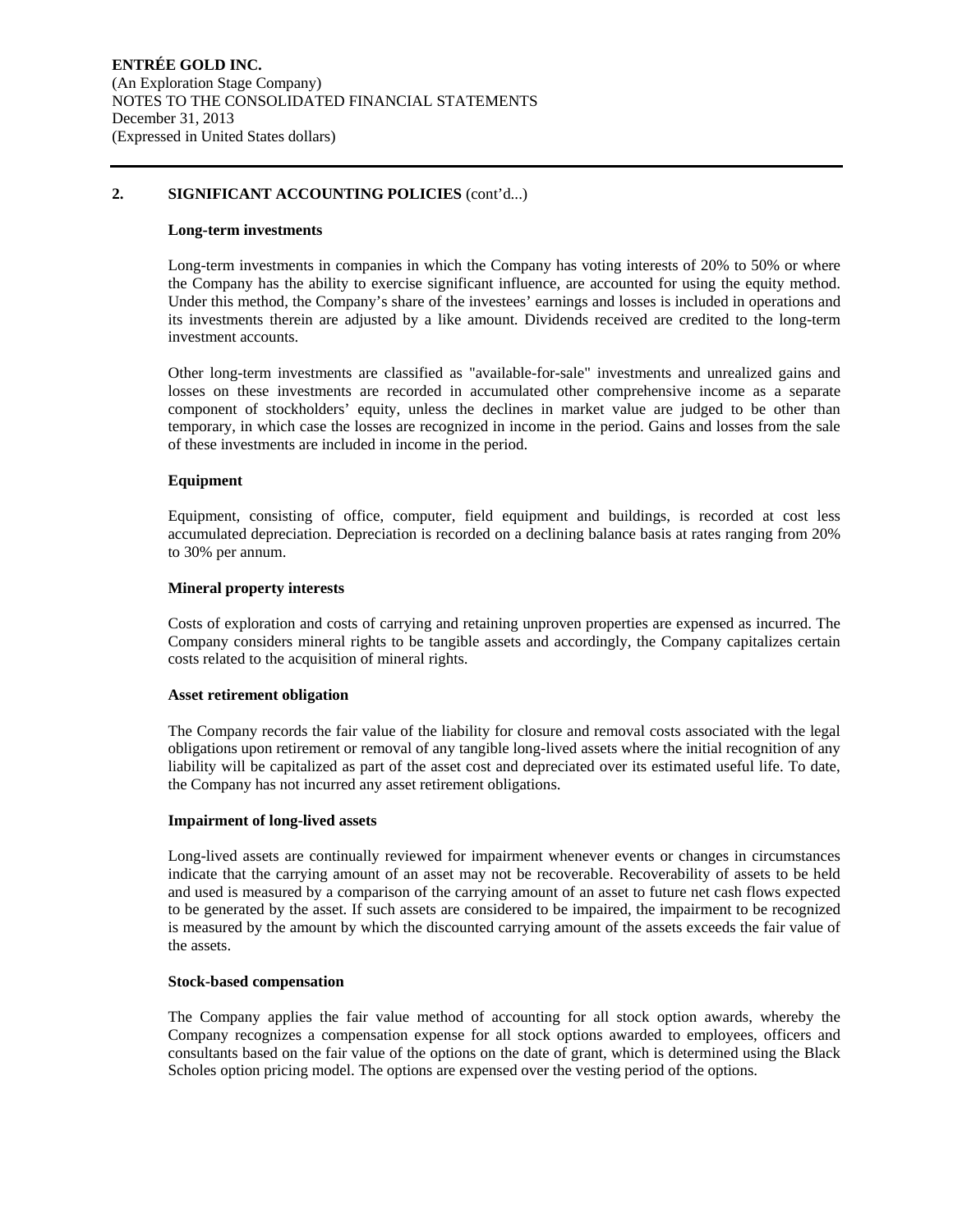## 2. SIGNIFICANT ACCOUNTING POLICIES (cont'd...)

### Long-term investments

Long-term investments in companies in which the Company has voting interests of 20% to 50% or where the Company has the ability to exercise significant influence, are accounted for using the equity method. Under this method, the Company's share of the investees' earnings and losses is included in operations and its investments therein are adjusted by a like amount. Dividends received are credited to the long-term investment accounts.

Other long-term investments are classified as "available-for-sale" investments and unrealized gains and losses on these investments are recorded in accumulated other comprehensive income as a separate component of stockholders' equity, unless the declines in market value are judged to be other than temporary, in which case the losses are recognized in income in the period. Gains and losses from the sale of these investments are included in income in the period.

### Equipment

Equipment, consisting of office, computer, field equipment and buildings, is recorded at cost less accumulated depreciation. Depreciation is recorded on a declining balance basis at rates ranging from 20% to 30% per annum.

### Mineral property interests

Costs of exploration and costs of carrying and retaining unproven properties are expensed as incurred. The Company considers mineral rights to be tangible assets and accordingly, the Company capitalizes certain costs related to the acquisition of mineral rights.

### Asset retirement obligation

The Company records the fair value of the liability for closure and removal costs associated with the legal obligations upon retirement or removal of any tangible long-lived assets where the initial recognition of any liability will be capitalized as part of the asset cost and depreciated over its estimated useful life. To date, the Company has not incurred any asset retirement obligations.

### Impairment of long-lived assets

Long-lived assets are continually reviewed for impairment whenever events or changes in circumstances indicate that the carrying amount of an asset may not be recoverable. Recoverability of assets to be held and used is measured by a comparison of the carrying amount of an asset to future net cash flows expected to be generated by the asset. If such assets are considered to be impaired, the impairment to be recognized is measured by the amount by which the discounted carrying amount of the assets exceeds the fair value of the assets.

### Stock-based compensation

The Company applies the fair value method of accounting for all stock option awards, whereby the Company recognizes a compensation expense for all stock options awarded to employees, officers and consultants based on the fair value of the options on the date of grant, which is determined using the Black Scholes option pricing model. The options are expensed over the vesting period of the options.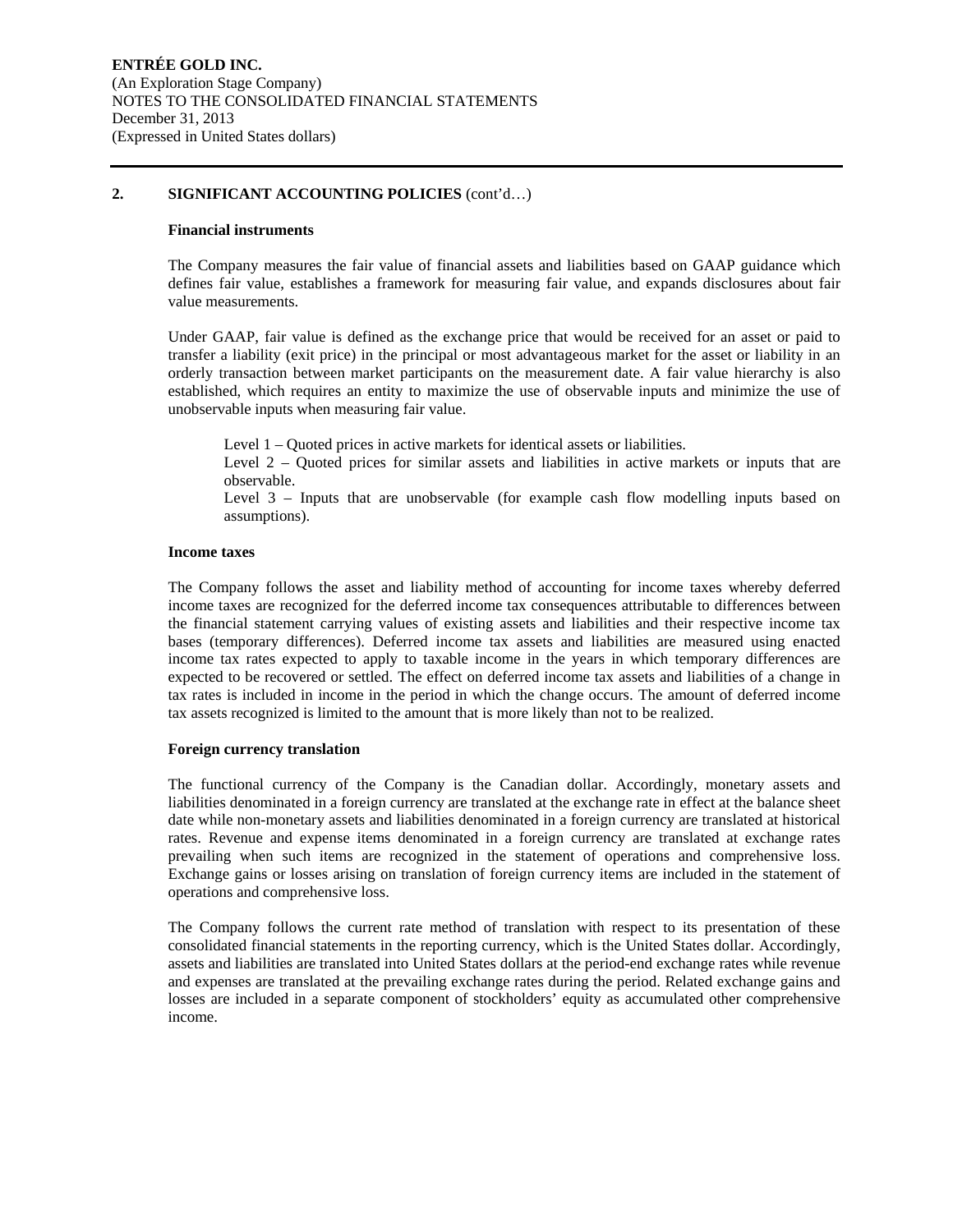## 2. SIGNIFICANT ACCOUNTING POLICIES (cont'd…)

### Financial instruments

The Company measures the fair value of financial assets and liabilities based on GAAP guidance which defines fair value, establishes a framework for measuring fair value, and expands disclosures about fair value measurements.

Under GAAP, fair value is defined as the exchange price that would be received for an asset or paid to transfer a liability (exit price) in the principal or most advantageous market for the asset or liability in an orderly transaction between market participants on the measurement date. A fair value hierarchy is also established, which requires an entity to maximize the use of observable inputs and minimize the use of unobservable inputs when measuring fair value.

Level 1 – Quoted prices in active markets for identical assets or liabilities.
Level 2 – Quoted prices for similar assets and liabilities in active markets or inputs that are observable.
Level 3 – Inputs that are unobservable (for example cash flow modelling inputs based on assumptions).

### Income taxes

The Company follows the asset and liability method of accounting for income taxes whereby deferred income taxes are recognized for the deferred income tax consequences attributable to differences between the financial statement carrying values of existing assets and liabilities and their respective income tax bases (temporary differences). Deferred income tax assets and liabilities are measured using enacted income tax rates expected to apply to taxable income in the years in which temporary differences are expected to be recovered or settled. The effect on deferred income tax assets and liabilities of a change in tax rates is included in income in the period in which the change occurs. The amount of deferred income tax assets recognized is limited to the amount that is more likely than not to be realized.

### Foreign currency translation

The functional currency of the Company is the Canadian dollar. Accordingly, monetary assets and liabilities denominated in a foreign currency are translated at the exchange rate in effect at the balance sheet date while non-monetary assets and liabilities denominated in a foreign currency are translated at historical rates. Revenue and expense items denominated in a foreign currency are translated at exchange rates prevailing when such items are recognized in the statement of operations and comprehensive loss. Exchange gains or losses arising on translation of foreign currency items are included in the statement of operations and comprehensive loss.

The Company follows the current rate method of translation with respect to its presentation of these consolidated financial statements in the reporting currency, which is the United States dollar. Accordingly, assets and liabilities are translated into United States dollars at the period-end exchange rates while revenue and expenses are translated at the prevailing exchange rates during the period. Related exchange gains and losses are included in a separate component of stockholders' equity as accumulated other comprehensive income.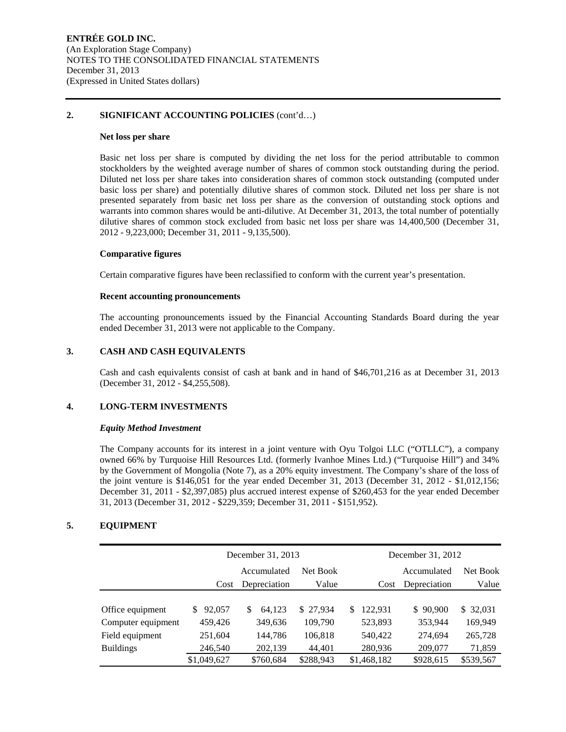**ENTRÉE GOLD INC.**
(An Exploration Stage Company)
NOTES TO THE CONSOLIDATED FINANCIAL STATEMENTS
December 31, 2013
(Expressed in United States dollars)

## 2. SIGNIFICANT ACCOUNTING POLICIES (cont'd…)

**Net loss per share**

Basic net loss per share is computed by dividing the net loss for the period attributable to common stockholders by the weighted average number of shares of common stock outstanding during the period. Diluted net loss per share takes into consideration shares of common stock outstanding (computed under basic loss per share) and potentially dilutive shares of common stock. Diluted net loss per share is not presented separately from basic net loss per share as the conversion of outstanding stock options and warrants into common shares would be anti-dilutive. At December 31, 2013, the total number of potentially dilutive shares of common stock excluded from basic net loss per share was 14,400,500 (December 31, 2012 - 9,223,000; December 31, 2011 - 9,135,500).

**Comparative figures**

Certain comparative figures have been reclassified to conform with the current year's presentation.

**Recent accounting pronouncements**

The accounting pronouncements issued by the Financial Accounting Standards Board during the year ended December 31, 2013 were not applicable to the Company.

## 3. CASH AND CASH EQUIVALENTS

Cash and cash equivalents consist of cash at bank and in hand of $46,701,216 as at December 31, 2013 (December 31, 2012 - $4,255,508).

## 4. LONG-TERM INVESTMENTS

***Equity Method Investment***

The Company accounts for its interest in a joint venture with Oyu Tolgoi LLC ("OTLLC"), a company owned 66% by Turquoise Hill Resources Ltd. (formerly Ivanhoe Mines Ltd.) ("Turquoise Hill") and 34% by the Government of Mongolia (Note 7), as a 20% equity investment. The Company's share of the loss of the joint venture is $146,051 for the year ended December 31, 2013 (December 31, 2012 - $1,012,156; December 31, 2011 - $2,397,085) plus accrued interest expense of $260,453 for the year ended December 31, 2013 (December 31, 2012 - $229,359; December 31, 2011 - $151,952).

## 5. EQUIPMENT

| | December 31, 2013 | | | December 31, 2012 | | |
|---|---|---|---|---|---|---|
| | Cost | Accumulated Depreciation | Net Book Value | Cost | Accumulated Depreciation | Net Book Value |
| Office equipment | $ 92,057 | $ 64,123 | $ 27,934 | $ 122,931 | $ 90,900 | $ 32,031 |
| Computer equipment | 459,426 | 349,636 | 109,790 | 523,893 | 353,944 | 169,949 |
| Field equipment | 251,604 | 144,786 | 106,818 | 540,422 | 274,694 | 265,728 |
| Buildings | 246,540 | 202,139 | 44,401 | 280,936 | 209,077 | 71,859 |
| | $1,049,627 | $760,684 | $288,943 | $1,468,182 | $928,615 | $539,567 |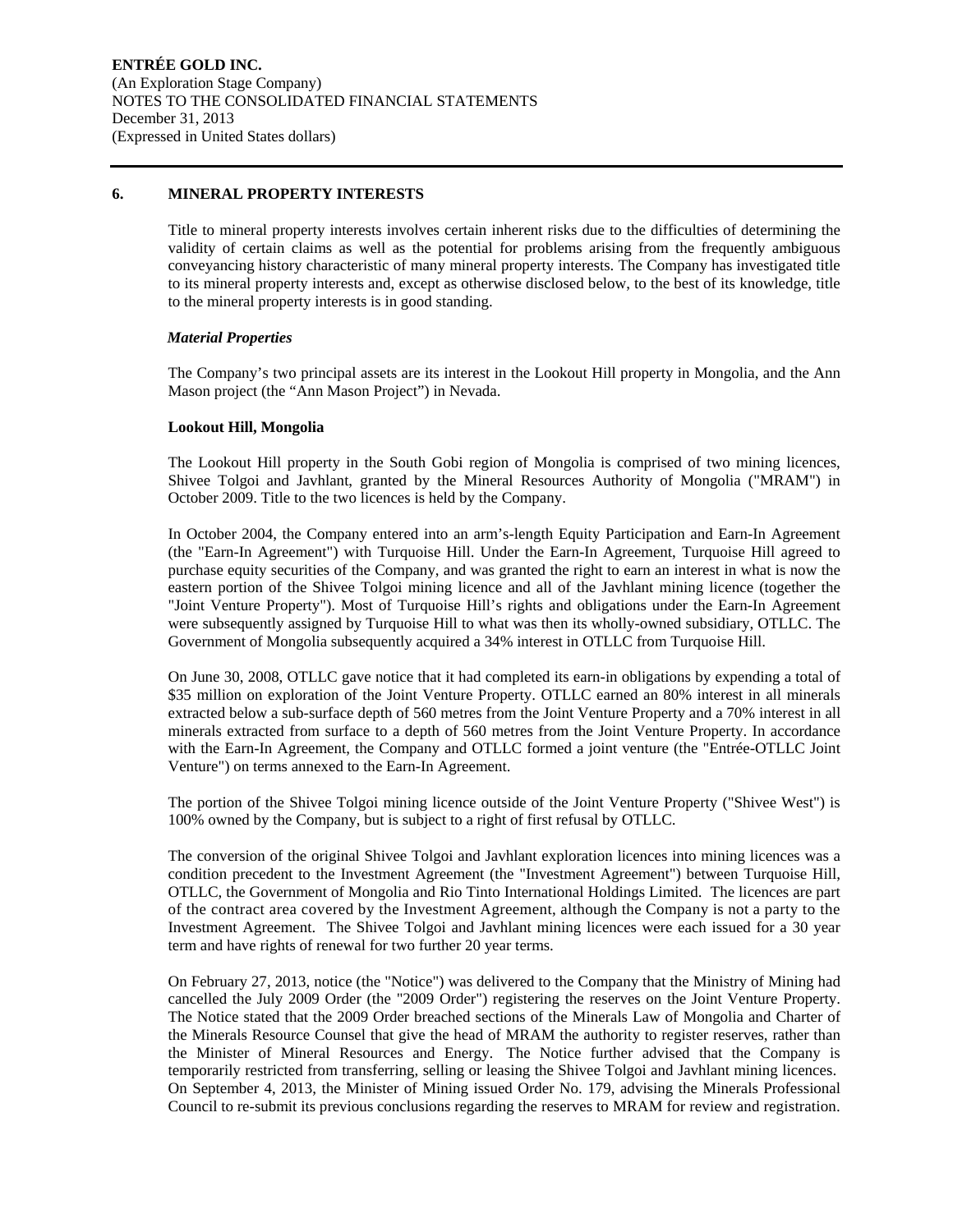## 6. MINERAL PROPERTY INTERESTS

Title to mineral property interests involves certain inherent risks due to the difficulties of determining the validity of certain claims as well as the potential for problems arising from the frequently ambiguous conveyancing history characteristic of many mineral property interests. The Company has investigated title to its mineral property interests and, except as otherwise disclosed below, to the best of its knowledge, title to the mineral property interests is in good standing.

***Material Properties***

The Company's two principal assets are its interest in the Lookout Hill property in Mongolia, and the Ann Mason project (the "Ann Mason Project") in Nevada.

**Lookout Hill, Mongolia**

The Lookout Hill property in the South Gobi region of Mongolia is comprised of two mining licences, Shivee Tolgoi and Javhlant, granted by the Mineral Resources Authority of Mongolia ("MRAM") in October 2009. Title to the two licences is held by the Company.

In October 2004, the Company entered into an arm's-length Equity Participation and Earn-In Agreement (the "Earn-In Agreement") with Turquoise Hill. Under the Earn-In Agreement, Turquoise Hill agreed to purchase equity securities of the Company, and was granted the right to earn an interest in what is now the eastern portion of the Shivee Tolgoi mining licence and all of the Javhlant mining licence (together the "Joint Venture Property"). Most of Turquoise Hill's rights and obligations under the Earn-In Agreement were subsequently assigned by Turquoise Hill to what was then its wholly-owned subsidiary, OTLLC. The Government of Mongolia subsequently acquired a 34% interest in OTLLC from Turquoise Hill.

On June 30, 2008, OTLLC gave notice that it had completed its earn-in obligations by expending a total of \$35 million on exploration of the Joint Venture Property. OTLLC earned an 80% interest in all minerals extracted below a sub-surface depth of 560 metres from the Joint Venture Property and a 70% interest in all minerals extracted from surface to a depth of 560 metres from the Joint Venture Property. In accordance with the Earn-In Agreement, the Company and OTLLC formed a joint venture (the "Entrée-OTLLC Joint Venture") on terms annexed to the Earn-In Agreement.

The portion of the Shivee Tolgoi mining licence outside of the Joint Venture Property ("Shivee West") is 100% owned by the Company, but is subject to a right of first refusal by OTLLC.

The conversion of the original Shivee Tolgoi and Javhlant exploration licences into mining licences was a condition precedent to the Investment Agreement (the "Investment Agreement") between Turquoise Hill, OTLLC, the Government of Mongolia and Rio Tinto International Holdings Limited. The licences are part of the contract area covered by the Investment Agreement, although the Company is not a party to the Investment Agreement. The Shivee Tolgoi and Javhlant mining licences were each issued for a 30 year term and have rights of renewal for two further 20 year terms.

On February 27, 2013, notice (the "Notice") was delivered to the Company that the Ministry of Mining had cancelled the July 2009 Order (the "2009 Order") registering the reserves on the Joint Venture Property. The Notice stated that the 2009 Order breached sections of the Minerals Law of Mongolia and Charter of the Minerals Resource Counsel that give the head of MRAM the authority to register reserves, rather than the Minister of Mineral Resources and Energy. The Notice further advised that the Company is temporarily restricted from transferring, selling or leasing the Shivee Tolgoi and Javhlant mining licences. On September 4, 2013, the Minister of Mining issued Order No. 179, advising the Minerals Professional Council to re-submit its previous conclusions regarding the reserves to MRAM for review and registration.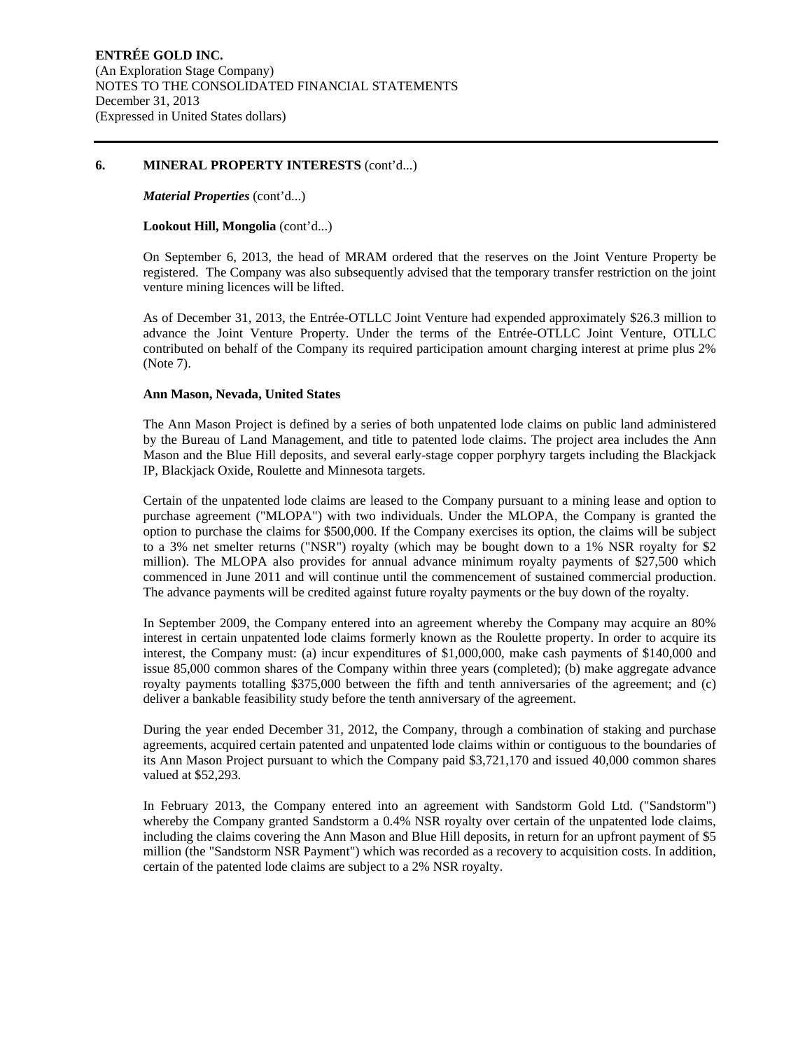## 6. MINERAL PROPERTY INTERESTS (cont'd...)

***Material Properties*** (cont'd...)

**Lookout Hill, Mongolia** (cont'd...)

On September 6, 2013, the head of MRAM ordered that the reserves on the Joint Venture Property be registered. The Company was also subsequently advised that the temporary transfer restriction on the joint venture mining licences will be lifted.

As of December 31, 2013, the Entrée-OTLLC Joint Venture had expended approximately $26.3 million to advance the Joint Venture Property. Under the terms of the Entrée-OTLLC Joint Venture, OTLLC contributed on behalf of the Company its required participation amount charging interest at prime plus 2% (Note 7).

**Ann Mason, Nevada, United States**

The Ann Mason Project is defined by a series of both unpatented lode claims on public land administered by the Bureau of Land Management, and title to patented lode claims. The project area includes the Ann Mason and the Blue Hill deposits, and several early-stage copper porphyry targets including the Blackjack IP, Blackjack Oxide, Roulette and Minnesota targets.

Certain of the unpatented lode claims are leased to the Company pursuant to a mining lease and option to purchase agreement ("MLOPA") with two individuals. Under the MLOPA, the Company is granted the option to purchase the claims for $500,000. If the Company exercises its option, the claims will be subject to a 3% net smelter returns ("NSR") royalty (which may be bought down to a 1% NSR royalty for $2 million). The MLOPA also provides for annual advance minimum royalty payments of $27,500 which commenced in June 2011 and will continue until the commencement of sustained commercial production. The advance payments will be credited against future royalty payments or the buy down of the royalty.

In September 2009, the Company entered into an agreement whereby the Company may acquire an 80% interest in certain unpatented lode claims formerly known as the Roulette property. In order to acquire its interest, the Company must: (a) incur expenditures of $1,000,000, make cash payments of $140,000 and issue 85,000 common shares of the Company within three years (completed); (b) make aggregate advance royalty payments totalling $375,000 between the fifth and tenth anniversaries of the agreement; and (c) deliver a bankable feasibility study before the tenth anniversary of the agreement.

During the year ended December 31, 2012, the Company, through a combination of staking and purchase agreements, acquired certain patented and unpatented lode claims within or contiguous to the boundaries of its Ann Mason Project pursuant to which the Company paid $3,721,170 and issued 40,000 common shares valued at $52,293.

In February 2013, the Company entered into an agreement with Sandstorm Gold Ltd. ("Sandstorm") whereby the Company granted Sandstorm a 0.4% NSR royalty over certain of the unpatented lode claims, including the claims covering the Ann Mason and Blue Hill deposits, in return for an upfront payment of $5 million (the "Sandstorm NSR Payment") which was recorded as a recovery to acquisition costs. In addition, certain of the patented lode claims are subject to a 2% NSR royalty.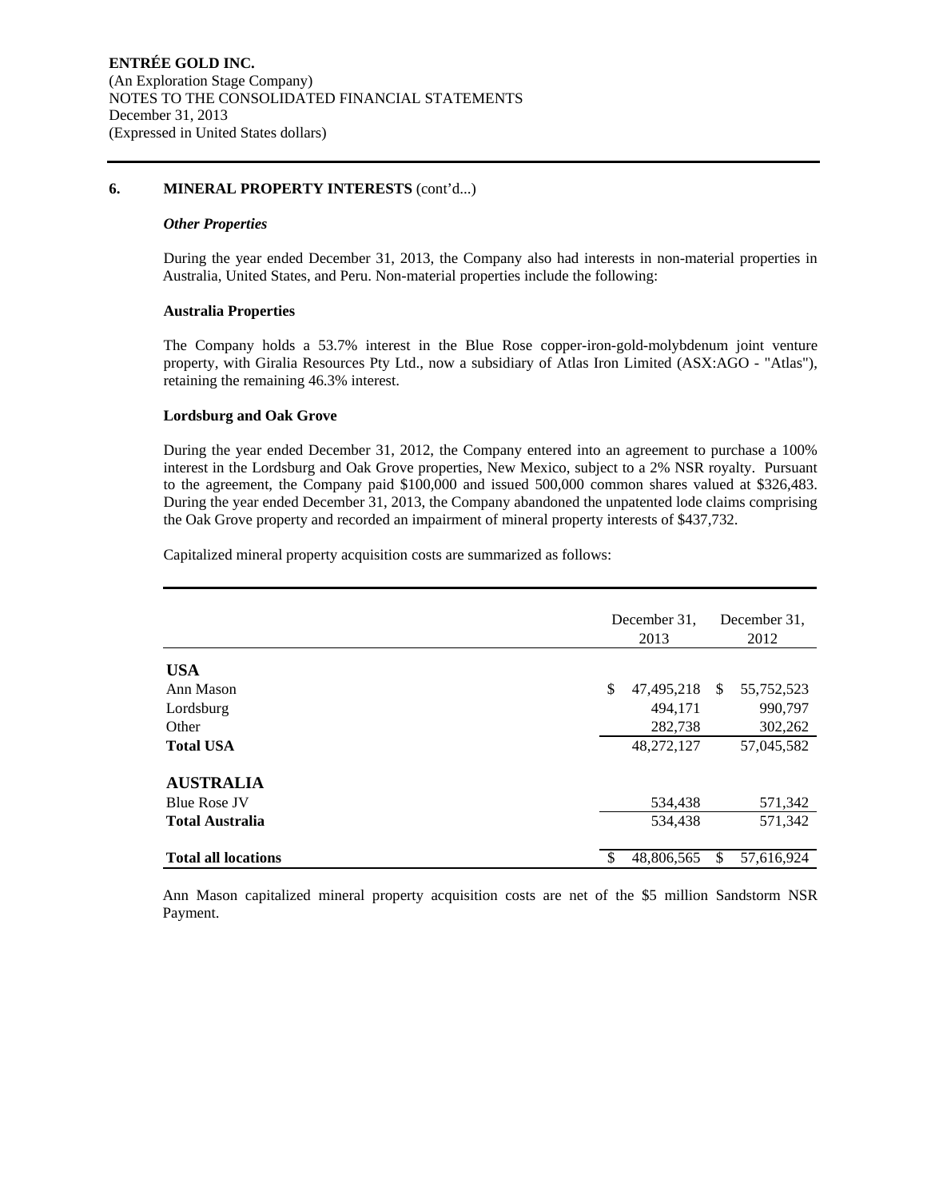**ENTRÉE GOLD INC.**
(An Exploration Stage Company)
NOTES TO THE CONSOLIDATED FINANCIAL STATEMENTS
December 31, 2013
(Expressed in United States dollars)

## 6. MINERAL PROPERTY INTERESTS (cont'd...)

***Other Properties***

During the year ended December 31, 2013, the Company also had interests in non-material properties in Australia, United States, and Peru. Non-material properties include the following:

**Australia Properties**

The Company holds a 53.7% interest in the Blue Rose copper-iron-gold-molybdenum joint venture property, with Giralia Resources Pty Ltd., now a subsidiary of Atlas Iron Limited (ASX:AGO - "Atlas"), retaining the remaining 46.3% interest.

**Lordsburg and Oak Grove**

During the year ended December 31, 2012, the Company entered into an agreement to purchase a 100% interest in the Lordsburg and Oak Grove properties, New Mexico, subject to a 2% NSR royalty. Pursuant to the agreement, the Company paid $100,000 and issued 500,000 common shares valued at $326,483. During the year ended December 31, 2013, the Company abandoned the unpatented lode claims comprising the Oak Grove property and recorded an impairment of mineral property interests of $437,732.

Capitalized mineral property acquisition costs are summarized as follows:

| | December 31, 2013 | December 31, 2012 |
|---|---|---|
| **USA** | | |
| Ann Mason | $ 47,495,218 | $ 55,752,523 |
| Lordsburg | 494,171 | 990,797 |
| Other | 282,738 | 302,262 |
| **Total USA** | 48,272,127 | 57,045,582 |
| **AUSTRALIA** | | |
| Blue Rose JV | 534,438 | 571,342 |
| **Total Australia** | 534,438 | 571,342 |
| **Total all locations** | $ 48,806,565 | $ 57,616,924 |

Ann Mason capitalized mineral property acquisition costs are net of the $5 million Sandstorm NSR Payment.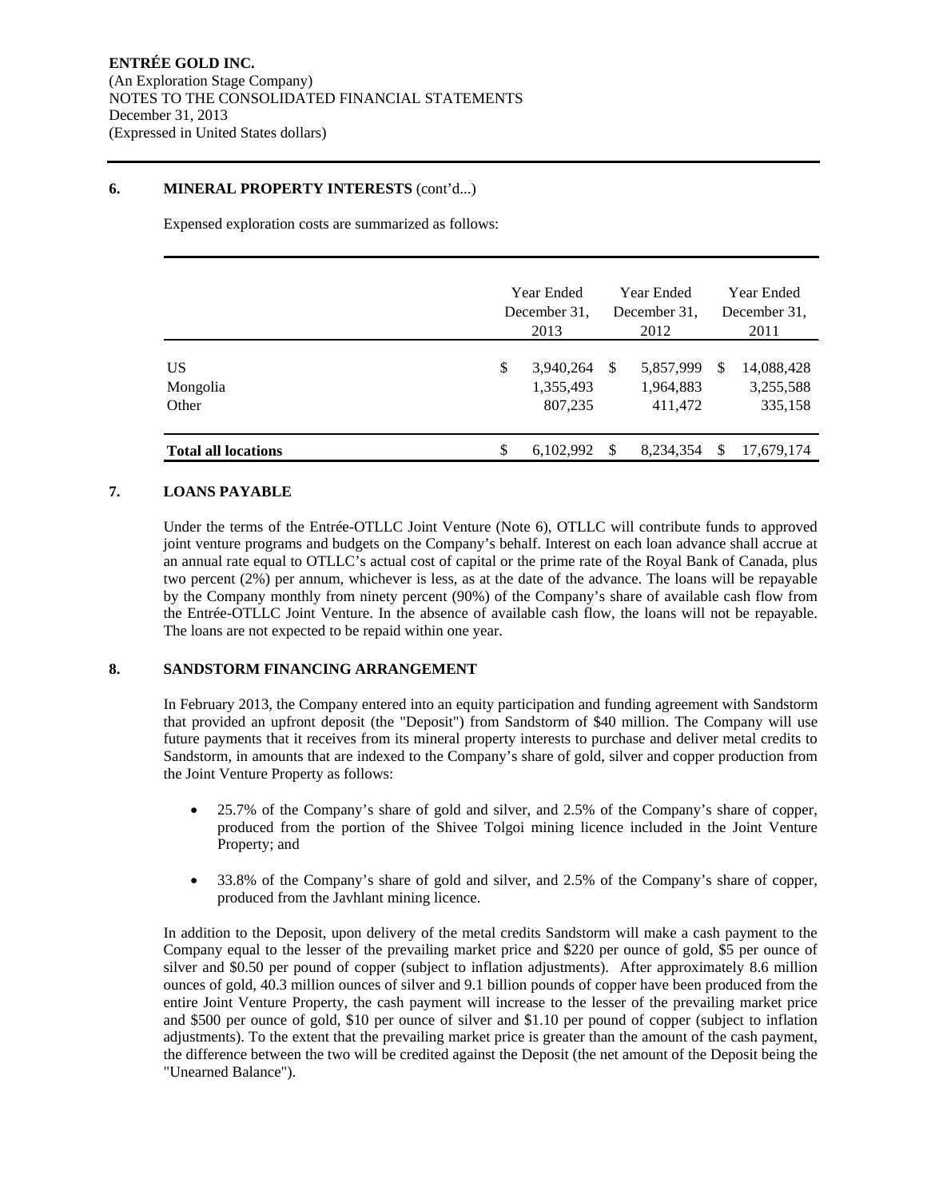## 6. MINERAL PROPERTY INTERESTS (cont'd...)

Expensed exploration costs are summarized as follows:

| | Year Ended December 31, 2013 | Year Ended December 31, 2012 | Year Ended December 31, 2011 |
|---|---|---|---|
| US | $ 3,940,264 | $ 5,857,999 | $ 14,088,428 |
| Mongolia | 1,355,493 | 1,964,883 | 3,255,588 |
| Other | 807,235 | 411,472 | 335,158 |
| **Total all locations** | $ 6,102,992 | $ 8,234,354 | $ 17,679,174 |

## 7. LOANS PAYABLE

Under the terms of the Entrée-OTLLC Joint Venture (Note 6), OTLLC will contribute funds to approved joint venture programs and budgets on the Company's behalf. Interest on each loan advance shall accrue at an annual rate equal to OTLLC's actual cost of capital or the prime rate of the Royal Bank of Canada, plus two percent (2%) per annum, whichever is less, as at the date of the advance. The loans will be repayable by the Company monthly from ninety percent (90%) of the Company's share of available cash flow from the Entrée-OTLLC Joint Venture. In the absence of available cash flow, the loans will not be repayable. The loans are not expected to be repaid within one year.

## 8. SANDSTORM FINANCING ARRANGEMENT

In February 2013, the Company entered into an equity participation and funding agreement with Sandstorm that provided an upfront deposit (the "Deposit") from Sandstorm of $40 million. The Company will use future payments that it receives from its mineral property interests to purchase and deliver metal credits to Sandstorm, in amounts that are indexed to the Company's share of gold, silver and copper production from the Joint Venture Property as follows:

- 25.7% of the Company's share of gold and silver, and 2.5% of the Company's share of copper, produced from the portion of the Shivee Tolgoi mining licence included in the Joint Venture Property; and
- 33.8% of the Company's share of gold and silver, and 2.5% of the Company's share of copper, produced from the Javhlant mining licence.

In addition to the Deposit, upon delivery of the metal credits Sandstorm will make a cash payment to the Company equal to the lesser of the prevailing market price and $220 per ounce of gold, $5 per ounce of silver and $0.50 per pound of copper (subject to inflation adjustments). After approximately 8.6 million ounces of gold, 40.3 million ounces of silver and 9.1 billion pounds of copper have been produced from the entire Joint Venture Property, the cash payment will increase to the lesser of the prevailing market price and $500 per ounce of gold, $10 per ounce of silver and $1.10 per pound of copper (subject to inflation adjustments). To the extent that the prevailing market price is greater than the amount of the cash payment, the difference between the two will be credited against the Deposit (the net amount of the Deposit being the "Unearned Balance").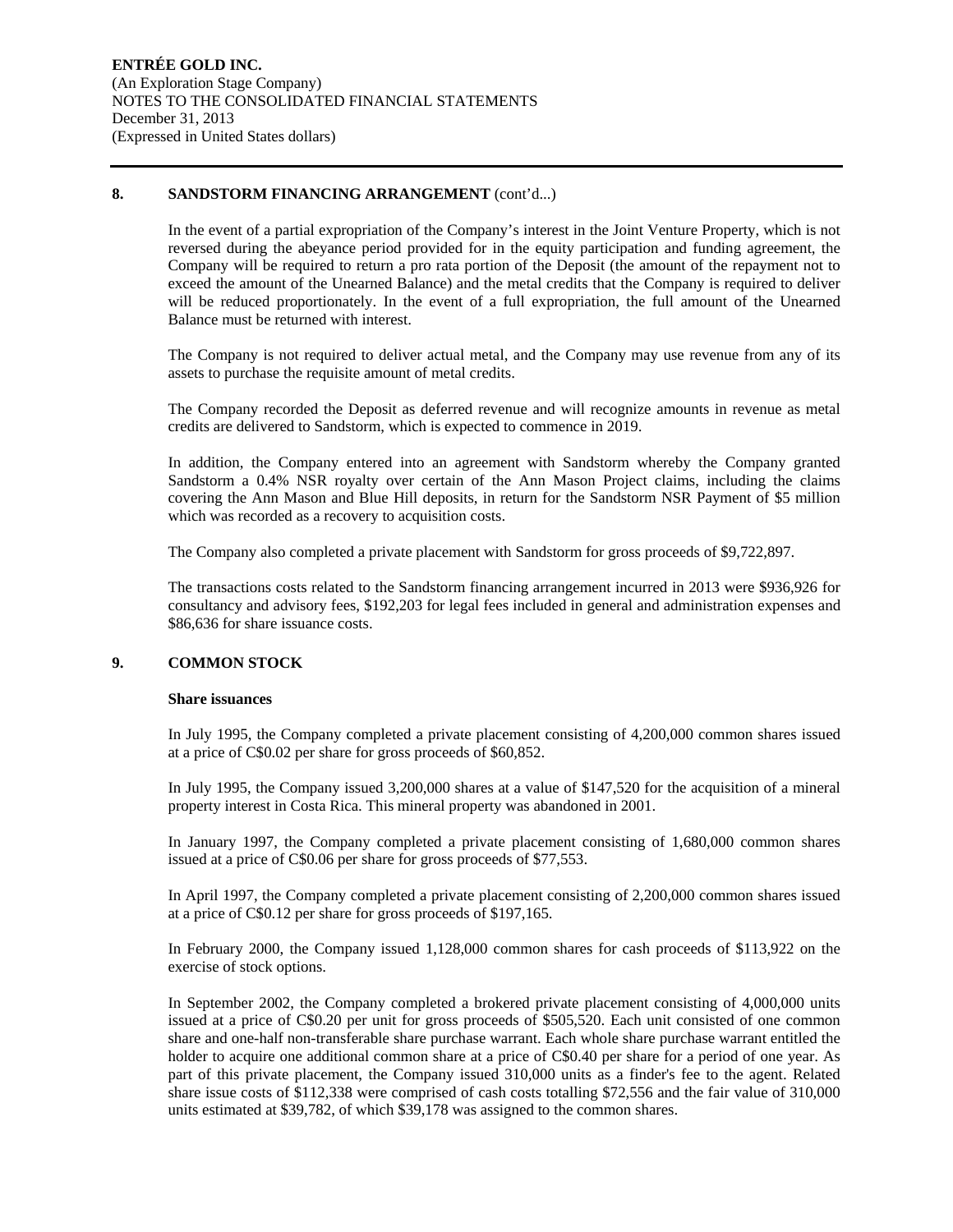## 8. SANDSTORM FINANCING ARRANGEMENT (cont'd...)

In the event of a partial expropriation of the Company's interest in the Joint Venture Property, which is not reversed during the abeyance period provided for in the equity participation and funding agreement, the Company will be required to return a pro rata portion of the Deposit (the amount of the repayment not to exceed the amount of the Unearned Balance) and the metal credits that the Company is required to deliver will be reduced proportionately. In the event of a full expropriation, the full amount of the Unearned Balance must be returned with interest.

The Company is not required to deliver actual metal, and the Company may use revenue from any of its assets to purchase the requisite amount of metal credits.

The Company recorded the Deposit as deferred revenue and will recognize amounts in revenue as metal credits are delivered to Sandstorm, which is expected to commence in 2019.

In addition, the Company entered into an agreement with Sandstorm whereby the Company granted Sandstorm a 0.4% NSR royalty over certain of the Ann Mason Project claims, including the claims covering the Ann Mason and Blue Hill deposits, in return for the Sandstorm NSR Payment of $5 million which was recorded as a recovery to acquisition costs.

The Company also completed a private placement with Sandstorm for gross proceeds of $9,722,897.

The transactions costs related to the Sandstorm financing arrangement incurred in 2013 were $936,926 for consultancy and advisory fees, $192,203 for legal fees included in general and administration expenses and $86,636 for share issuance costs.

## 9. COMMON STOCK

**Share issuances**

In July 1995, the Company completed a private placement consisting of 4,200,000 common shares issued at a price of C$0.02 per share for gross proceeds of $60,852.

In July 1995, the Company issued 3,200,000 shares at a value of $147,520 for the acquisition of a mineral property interest in Costa Rica. This mineral property was abandoned in 2001.

In January 1997, the Company completed a private placement consisting of 1,680,000 common shares issued at a price of C$0.06 per share for gross proceeds of $77,553.

In April 1997, the Company completed a private placement consisting of 2,200,000 common shares issued at a price of C$0.12 per share for gross proceeds of $197,165.

In February 2000, the Company issued 1,128,000 common shares for cash proceeds of $113,922 on the exercise of stock options.

In September 2002, the Company completed a brokered private placement consisting of 4,000,000 units issued at a price of C$0.20 per unit for gross proceeds of $505,520. Each unit consisted of one common share and one-half non-transferable share purchase warrant. Each whole share purchase warrant entitled the holder to acquire one additional common share at a price of C$0.40 per share for a period of one year. As part of this private placement, the Company issued 310,000 units as a finder's fee to the agent. Related share issue costs of $112,338 were comprised of cash costs totalling $72,556 and the fair value of 310,000 units estimated at $39,782, of which $39,178 was assigned to the common shares.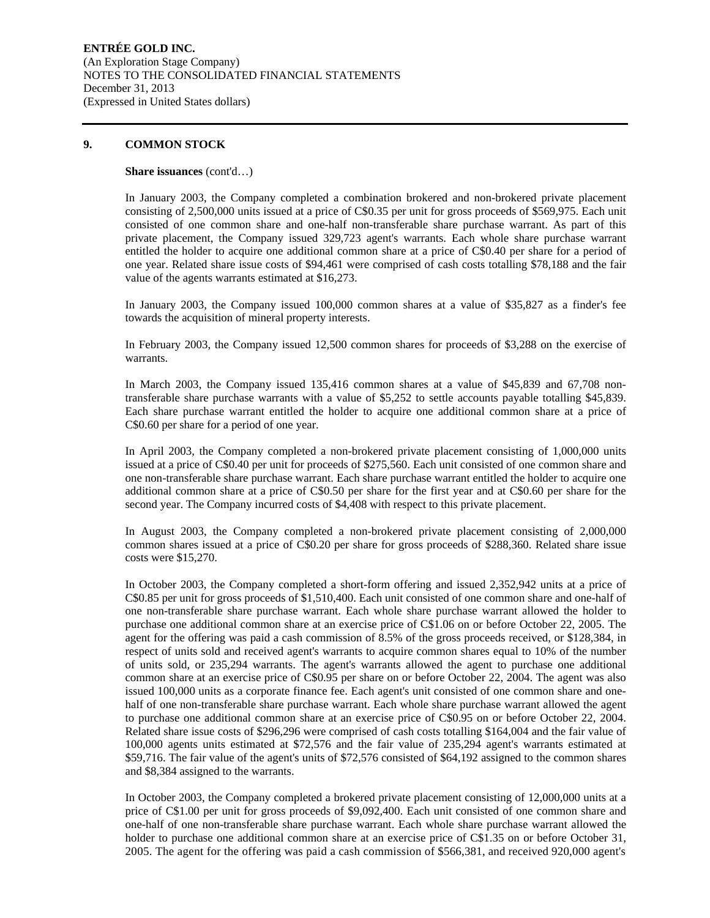## 9. COMMON STOCK

**Share issuances** (cont'd…)

In January 2003, the Company completed a combination brokered and non-brokered private placement consisting of 2,500,000 units issued at a price of C$0.35 per unit for gross proceeds of $569,975. Each unit consisted of one common share and one-half non-transferable share purchase warrant. As part of this private placement, the Company issued 329,723 agent's warrants. Each whole share purchase warrant entitled the holder to acquire one additional common share at a price of C$0.40 per share for a period of one year. Related share issue costs of $94,461 were comprised of cash costs totalling $78,188 and the fair value of the agents warrants estimated at $16,273.

In January 2003, the Company issued 100,000 common shares at a value of $35,827 as a finder's fee towards the acquisition of mineral property interests.

In February 2003, the Company issued 12,500 common shares for proceeds of $3,288 on the exercise of warrants.

In March 2003, the Company issued 135,416 common shares at a value of $45,839 and 67,708 non-transferable share purchase warrants with a value of $5,252 to settle accounts payable totalling $45,839. Each share purchase warrant entitled the holder to acquire one additional common share at a price of C$0.60 per share for a period of one year.

In April 2003, the Company completed a non-brokered private placement consisting of 1,000,000 units issued at a price of C$0.40 per unit for proceeds of $275,560. Each unit consisted of one common share and one non-transferable share purchase warrant. Each share purchase warrant entitled the holder to acquire one additional common share at a price of C$0.50 per share for the first year and at C$0.60 per share for the second year. The Company incurred costs of $4,408 with respect to this private placement.

In August 2003, the Company completed a non-brokered private placement consisting of 2,000,000 common shares issued at a price of C$0.20 per share for gross proceeds of $288,360. Related share issue costs were $15,270.

In October 2003, the Company completed a short-form offering and issued 2,352,942 units at a price of C$0.85 per unit for gross proceeds of $1,510,400. Each unit consisted of one common share and one-half of one non-transferable share purchase warrant. Each whole share purchase warrant allowed the holder to purchase one additional common share at an exercise price of C$1.06 on or before October 22, 2005. The agent for the offering was paid a cash commission of 8.5% of the gross proceeds received, or $128,384, in respect of units sold and received agent's warrants to acquire common shares equal to 10% of the number of units sold, or 235,294 warrants. The agent's warrants allowed the agent to purchase one additional common share at an exercise price of C$0.95 per share on or before October 22, 2004. The agent was also issued 100,000 units as a corporate finance fee. Each agent's unit consisted of one common share and one-half of one non-transferable share purchase warrant. Each whole share purchase warrant allowed the agent to purchase one additional common share at an exercise price of C$0.95 on or before October 22, 2004. Related share issue costs of $296,296 were comprised of cash costs totalling $164,004 and the fair value of 100,000 agents units estimated at $72,576 and the fair value of 235,294 agent's warrants estimated at $59,716. The fair value of the agent's units of $72,576 consisted of $64,192 assigned to the common shares and $8,384 assigned to the warrants.

In October 2003, the Company completed a brokered private placement consisting of 12,000,000 units at a price of C$1.00 per unit for gross proceeds of $9,092,400. Each unit consisted of one common share and one-half of one non-transferable share purchase warrant. Each whole share purchase warrant allowed the holder to purchase one additional common share at an exercise price of C$1.35 on or before October 31, 2005. The agent for the offering was paid a cash commission of $566,381, and received 920,000 agent's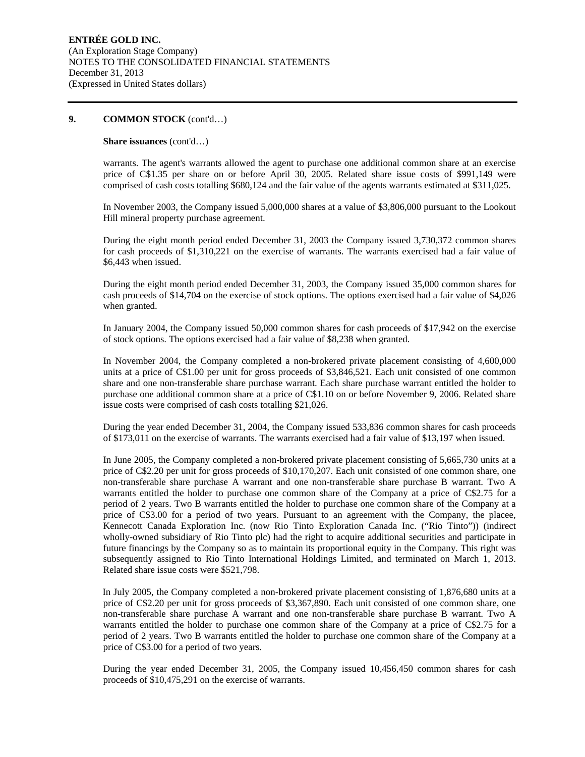## 9. COMMON STOCK (cont'd…)

**Share issuances** (cont'd…)

warrants. The agent's warrants allowed the agent to purchase one additional common share at an exercise price of C$1.35 per share on or before April 30, 2005. Related share issue costs of $991,149 were comprised of cash costs totalling $680,124 and the fair value of the agents warrants estimated at $311,025.

In November 2003, the Company issued 5,000,000 shares at a value of $3,806,000 pursuant to the Lookout Hill mineral property purchase agreement.

During the eight month period ended December 31, 2003 the Company issued 3,730,372 common shares for cash proceeds of $1,310,221 on the exercise of warrants. The warrants exercised had a fair value of $6,443 when issued.

During the eight month period ended December 31, 2003, the Company issued 35,000 common shares for cash proceeds of $14,704 on the exercise of stock options. The options exercised had a fair value of $4,026 when granted.

In January 2004, the Company issued 50,000 common shares for cash proceeds of $17,942 on the exercise of stock options. The options exercised had a fair value of $8,238 when granted.

In November 2004, the Company completed a non-brokered private placement consisting of 4,600,000 units at a price of C$1.00 per unit for gross proceeds of $3,846,521. Each unit consisted of one common share and one non-transferable share purchase warrant. Each share purchase warrant entitled the holder to purchase one additional common share at a price of C$1.10 on or before November 9, 2006. Related share issue costs were comprised of cash costs totalling $21,026.

During the year ended December 31, 2004, the Company issued 533,836 common shares for cash proceeds of $173,011 on the exercise of warrants. The warrants exercised had a fair value of $13,197 when issued.

In June 2005, the Company completed a non-brokered private placement consisting of 5,665,730 units at a price of C$2.20 per unit for gross proceeds of $10,170,207. Each unit consisted of one common share, one non-transferable share purchase A warrant and one non-transferable share purchase B warrant. Two A warrants entitled the holder to purchase one common share of the Company at a price of C$2.75 for a period of 2 years. Two B warrants entitled the holder to purchase one common share of the Company at a price of C$3.00 for a period of two years. Pursuant to an agreement with the Company, the placee, Kennecott Canada Exploration Inc. (now Rio Tinto Exploration Canada Inc. ("Rio Tinto")) (indirect wholly-owned subsidiary of Rio Tinto plc) had the right to acquire additional securities and participate in future financings by the Company so as to maintain its proportional equity in the Company. This right was subsequently assigned to Rio Tinto International Holdings Limited, and terminated on March 1, 2013. Related share issue costs were $521,798.

In July 2005, the Company completed a non-brokered private placement consisting of 1,876,680 units at a price of C$2.20 per unit for gross proceeds of $3,367,890. Each unit consisted of one common share, one non-transferable share purchase A warrant and one non-transferable share purchase B warrant. Two A warrants entitled the holder to purchase one common share of the Company at a price of C$2.75 for a period of 2 years. Two B warrants entitled the holder to purchase one common share of the Company at a price of C$3.00 for a period of two years.

During the year ended December 31, 2005, the Company issued 10,456,450 common shares for cash proceeds of $10,475,291 on the exercise of warrants.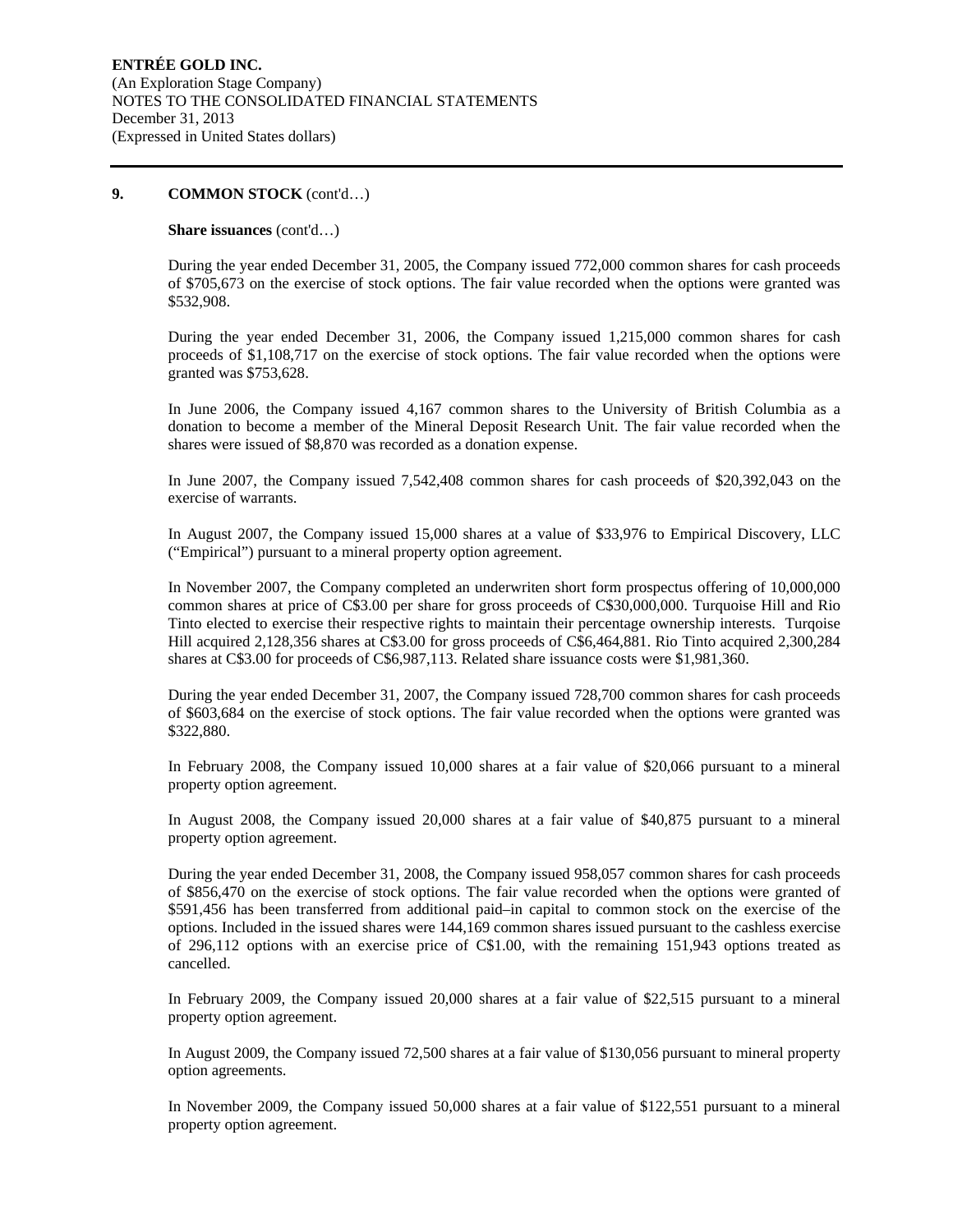## 9. COMMON STOCK (cont'd…)

**Share issuances** (cont'd…)

During the year ended December 31, 2005, the Company issued 772,000 common shares for cash proceeds of $705,673 on the exercise of stock options. The fair value recorded when the options were granted was $532,908.

During the year ended December 31, 2006, the Company issued 1,215,000 common shares for cash proceeds of $1,108,717 on the exercise of stock options. The fair value recorded when the options were granted was $753,628.

In June 2006, the Company issued 4,167 common shares to the University of British Columbia as a donation to become a member of the Mineral Deposit Research Unit. The fair value recorded when the shares were issued of $8,870 was recorded as a donation expense.

In June 2007, the Company issued 7,542,408 common shares for cash proceeds of $20,392,043 on the exercise of warrants.

In August 2007, the Company issued 15,000 shares at a value of $33,976 to Empirical Discovery, LLC ("Empirical") pursuant to a mineral property option agreement.

In November 2007, the Company completed an underwriten short form prospectus offering of 10,000,000 common shares at price of C$3.00 per share for gross proceeds of C$30,000,000. Turquoise Hill and Rio Tinto elected to exercise their respective rights to maintain their percentage ownership interests. Turqoise Hill acquired 2,128,356 shares at C$3.00 for gross proceeds of C$6,464,881. Rio Tinto acquired 2,300,284 shares at C$3.00 for proceeds of C$6,987,113. Related share issuance costs were $1,981,360.

During the year ended December 31, 2007, the Company issued 728,700 common shares for cash proceeds of $603,684 on the exercise of stock options. The fair value recorded when the options were granted was $322,880.

In February 2008, the Company issued 10,000 shares at a fair value of $20,066 pursuant to a mineral property option agreement.

In August 2008, the Company issued 20,000 shares at a fair value of $40,875 pursuant to a mineral property option agreement.

During the year ended December 31, 2008, the Company issued 958,057 common shares for cash proceeds of $856,470 on the exercise of stock options. The fair value recorded when the options were granted of $591,456 has been transferred from additional paid–in capital to common stock on the exercise of the options. Included in the issued shares were 144,169 common shares issued pursuant to the cashless exercise of 296,112 options with an exercise price of C$1.00, with the remaining 151,943 options treated as cancelled.

In February 2009, the Company issued 20,000 shares at a fair value of $22,515 pursuant to a mineral property option agreement.

In August 2009, the Company issued 72,500 shares at a fair value of $130,056 pursuant to mineral property option agreements.

In November 2009, the Company issued 50,000 shares at a fair value of $122,551 pursuant to a mineral property option agreement.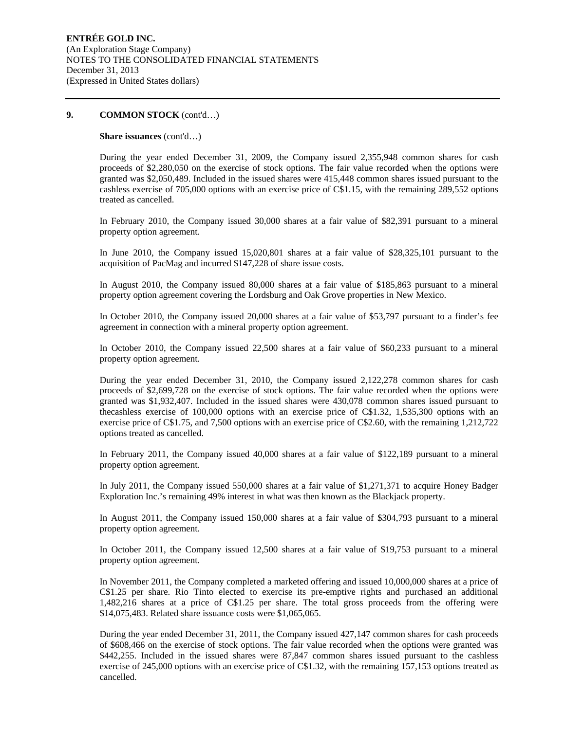## 9. COMMON STOCK (cont'd…)

**Share issuances** (cont'd…)

During the year ended December 31, 2009, the Company issued 2,355,948 common shares for cash proceeds of $2,280,050 on the exercise of stock options. The fair value recorded when the options were granted was $2,050,489. Included in the issued shares were 415,448 common shares issued pursuant to the cashless exercise of 705,000 options with an exercise price of C$1.15, with the remaining 289,552 options treated as cancelled.

In February 2010, the Company issued 30,000 shares at a fair value of $82,391 pursuant to a mineral property option agreement.

In June 2010, the Company issued 15,020,801 shares at a fair value of $28,325,101 pursuant to the acquisition of PacMag and incurred $147,228 of share issue costs.

In August 2010, the Company issued 80,000 shares at a fair value of $185,863 pursuant to a mineral property option agreement covering the Lordsburg and Oak Grove properties in New Mexico.

In October 2010, the Company issued 20,000 shares at a fair value of $53,797 pursuant to a finder's fee agreement in connection with a mineral property option agreement.

In October 2010, the Company issued 22,500 shares at a fair value of $60,233 pursuant to a mineral property option agreement.

During the year ended December 31, 2010, the Company issued 2,122,278 common shares for cash proceeds of $2,699,728 on the exercise of stock options. The fair value recorded when the options were granted was $1,932,407. Included in the issued shares were 430,078 common shares issued pursuant to thecashless exercise of 100,000 options with an exercise price of C$1.32, 1,535,300 options with an exercise price of C$1.75, and 7,500 options with an exercise price of C$2.60, with the remaining 1,212,722 options treated as cancelled.

In February 2011, the Company issued 40,000 shares at a fair value of $122,189 pursuant to a mineral property option agreement.

In July 2011, the Company issued 550,000 shares at a fair value of $1,271,371 to acquire Honey Badger Exploration Inc.'s remaining 49% interest in what was then known as the Blackjack property.

In August 2011, the Company issued 150,000 shares at a fair value of $304,793 pursuant to a mineral property option agreement.

In October 2011, the Company issued 12,500 shares at a fair value of $19,753 pursuant to a mineral property option agreement.

In November 2011, the Company completed a marketed offering and issued 10,000,000 shares at a price of C$1.25 per share. Rio Tinto elected to exercise its pre-emptive rights and purchased an additional 1,482,216 shares at a price of C$1.25 per share. The total gross proceeds from the offering were $14,075,483. Related share issuance costs were $1,065,065.

During the year ended December 31, 2011, the Company issued 427,147 common shares for cash proceeds of $608,466 on the exercise of stock options. The fair value recorded when the options were granted was $442,255. Included in the issued shares were 87,847 common shares issued pursuant to the cashless exercise of 245,000 options with an exercise price of C$1.32, with the remaining 157,153 options treated as cancelled.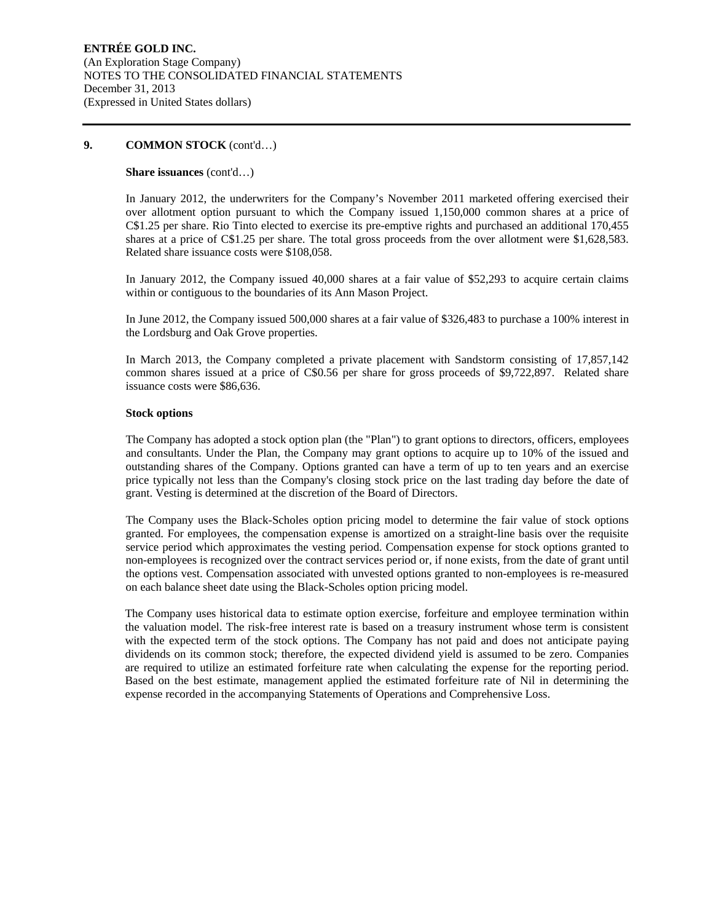## 9. COMMON STOCK (cont'd…)

**Share issuances** (cont'd…)

In January 2012, the underwriters for the Company's November 2011 marketed offering exercised their over allotment option pursuant to which the Company issued 1,150,000 common shares at a price of C$1.25 per share. Rio Tinto elected to exercise its pre-emptive rights and purchased an additional 170,455 shares at a price of C$1.25 per share. The total gross proceeds from the over allotment were $1,628,583. Related share issuance costs were $108,058.

In January 2012, the Company issued 40,000 shares at a fair value of $52,293 to acquire certain claims within or contiguous to the boundaries of its Ann Mason Project.

In June 2012, the Company issued 500,000 shares at a fair value of $326,483 to purchase a 100% interest in the Lordsburg and Oak Grove properties.

In March 2013, the Company completed a private placement with Sandstorm consisting of 17,857,142 common shares issued at a price of C$0.56 per share for gross proceeds of $9,722,897. Related share issuance costs were $86,636.

**Stock options**

The Company has adopted a stock option plan (the "Plan") to grant options to directors, officers, employees and consultants. Under the Plan, the Company may grant options to acquire up to 10% of the issued and outstanding shares of the Company. Options granted can have a term of up to ten years and an exercise price typically not less than the Company's closing stock price on the last trading day before the date of grant. Vesting is determined at the discretion of the Board of Directors.

The Company uses the Black-Scholes option pricing model to determine the fair value of stock options granted. For employees, the compensation expense is amortized on a straight-line basis over the requisite service period which approximates the vesting period. Compensation expense for stock options granted to non-employees is recognized over the contract services period or, if none exists, from the date of grant until the options vest. Compensation associated with unvested options granted to non-employees is re-measured on each balance sheet date using the Black-Scholes option pricing model.

The Company uses historical data to estimate option exercise, forfeiture and employee termination within the valuation model. The risk-free interest rate is based on a treasury instrument whose term is consistent with the expected term of the stock options. The Company has not paid and does not anticipate paying dividends on its common stock; therefore, the expected dividend yield is assumed to be zero. Companies are required to utilize an estimated forfeiture rate when calculating the expense for the reporting period. Based on the best estimate, management applied the estimated forfeiture rate of Nil in determining the expense recorded in the accompanying Statements of Operations and Comprehensive Loss.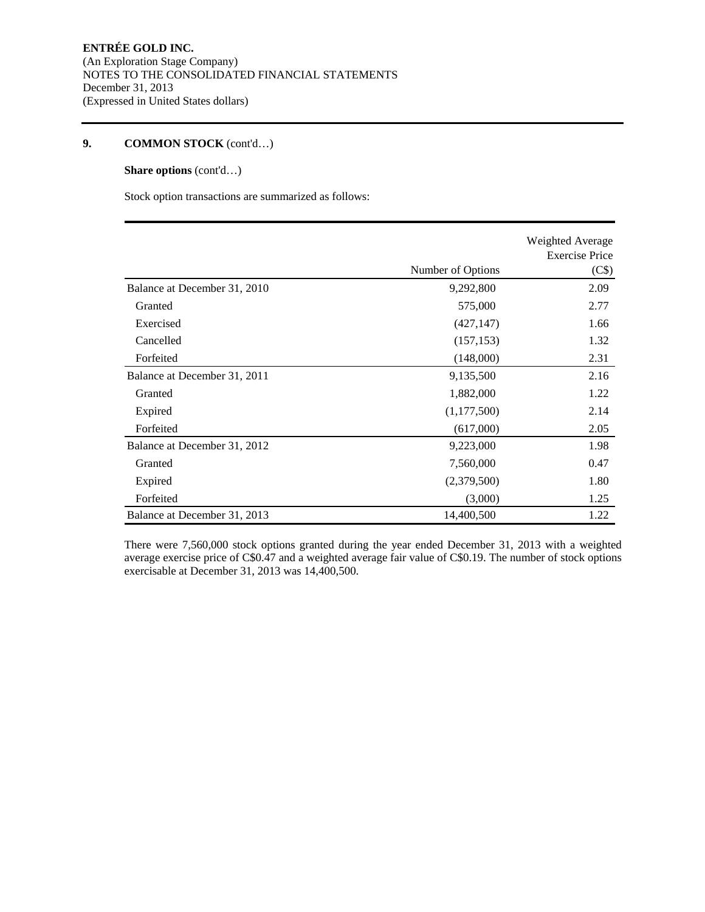**ENTRÉE GOLD INC.**
(An Exploration Stage Company)
NOTES TO THE CONSOLIDATED FINANCIAL STATEMENTS
December 31, 2013
(Expressed in United States dollars)

## 9. COMMON STOCK (cont'd…)

**Share options** (cont'd…)

Stock option transactions are summarized as follows:

| | Number of Options | Weighted Average Exercise Price (C$) |
|---|---|---|
| Balance at December 31, 2010 | 9,292,800 | 2.09 |
| Granted | 575,000 | 2.77 |
| Exercised | (427,147) | 1.66 |
| Cancelled | (157,153) | 1.32 |
| Forfeited | (148,000) | 2.31 |
| Balance at December 31, 2011 | 9,135,500 | 2.16 |
| Granted | 1,882,000 | 1.22 |
| Expired | (1,177,500) | 2.14 |
| Forfeited | (617,000) | 2.05 |
| Balance at December 31, 2012 | 9,223,000 | 1.98 |
| Granted | 7,560,000 | 0.47 |
| Expired | (2,379,500) | 1.80 |
| Forfeited | (3,000) | 1.25 |
| Balance at December 31, 2013 | 14,400,500 | 1.22 |

There were 7,560,000 stock options granted during the year ended December 31, 2013 with a weighted average exercise price of C$0.47 and a weighted average fair value of C$0.19. The number of stock options exercisable at December 31, 2013 was 14,400,500.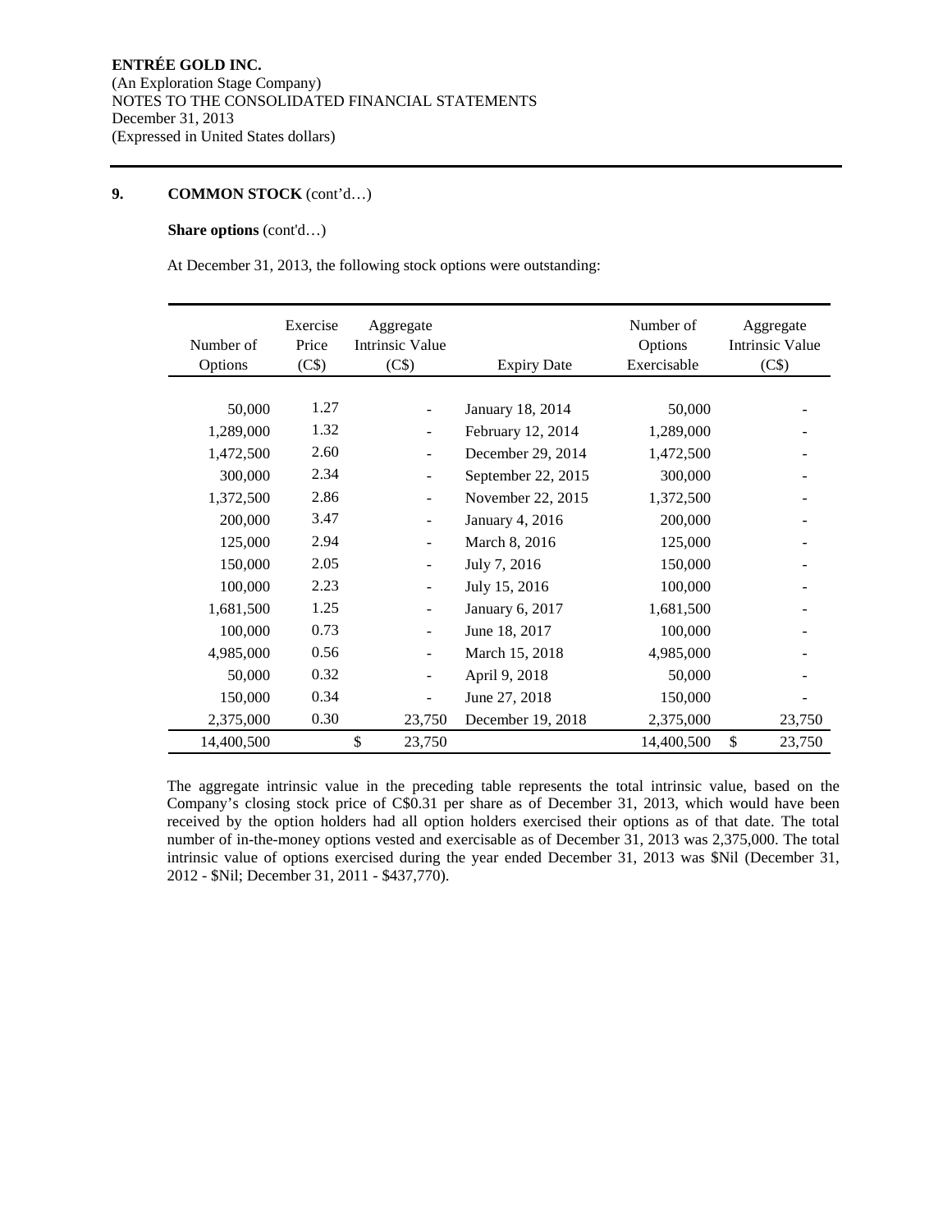**ENTRÉE GOLD INC.**
(An Exploration Stage Company)
NOTES TO THE CONSOLIDATED FINANCIAL STATEMENTS
December 31, 2013
(Expressed in United States dollars)

## 9. COMMON STOCK (cont'd…)

**Share options** (cont'd…)

At December 31, 2013, the following stock options were outstanding:

| Number of Options | Exercise Price (C$) | Aggregate Intrinsic Value (C$) | Expiry Date | Number of Options Exercisable | Aggregate Intrinsic Value (C$) |
|---|---|---|---|---|---|
| 50,000 | 1.27 | - | January 18, 2014 | 50,000 | - |
| 1,289,000 | 1.32 | - | February 12, 2014 | 1,289,000 | - |
| 1,472,500 | 2.60 | - | December 29, 2014 | 1,472,500 | - |
| 300,000 | 2.34 | - | September 22, 2015 | 300,000 | - |
| 1,372,500 | 2.86 | - | November 22, 2015 | 1,372,500 | - |
| 200,000 | 3.47 | - | January 4, 2016 | 200,000 | - |
| 125,000 | 2.94 | - | March 8, 2016 | 125,000 | - |
| 150,000 | 2.05 | - | July 7, 2016 | 150,000 | - |
| 100,000 | 2.23 | - | July 15, 2016 | 100,000 | - |
| 1,681,500 | 1.25 | - | January 6, 2017 | 1,681,500 | - |
| 100,000 | 0.73 | - | June 18, 2017 | 100,000 | - |
| 4,985,000 | 0.56 | - | March 15, 2018 | 4,985,000 | - |
| 50,000 | 0.32 | - | April 9, 2018 | 50,000 | - |
| 150,000 | 0.34 | - | June 27, 2018 | 150,000 | - |
| 2,375,000 | 0.30 | 23,750 | December 19, 2018 | 2,375,000 | 23,750 |
| 14,400,500 | | $ 23,750 | | 14,400,500 | $ 23,750 |

The aggregate intrinsic value in the preceding table represents the total intrinsic value, based on the Company's closing stock price of C$0.31 per share as of December 31, 2013, which would have been received by the option holders had all option holders exercised their options as of that date. The total number of in-the-money options vested and exercisable as of December 31, 2013 was 2,375,000. The total intrinsic value of options exercised during the year ended December 31, 2013 was $Nil (December 31, 2012 - $Nil; December 31, 2011 - $437,770).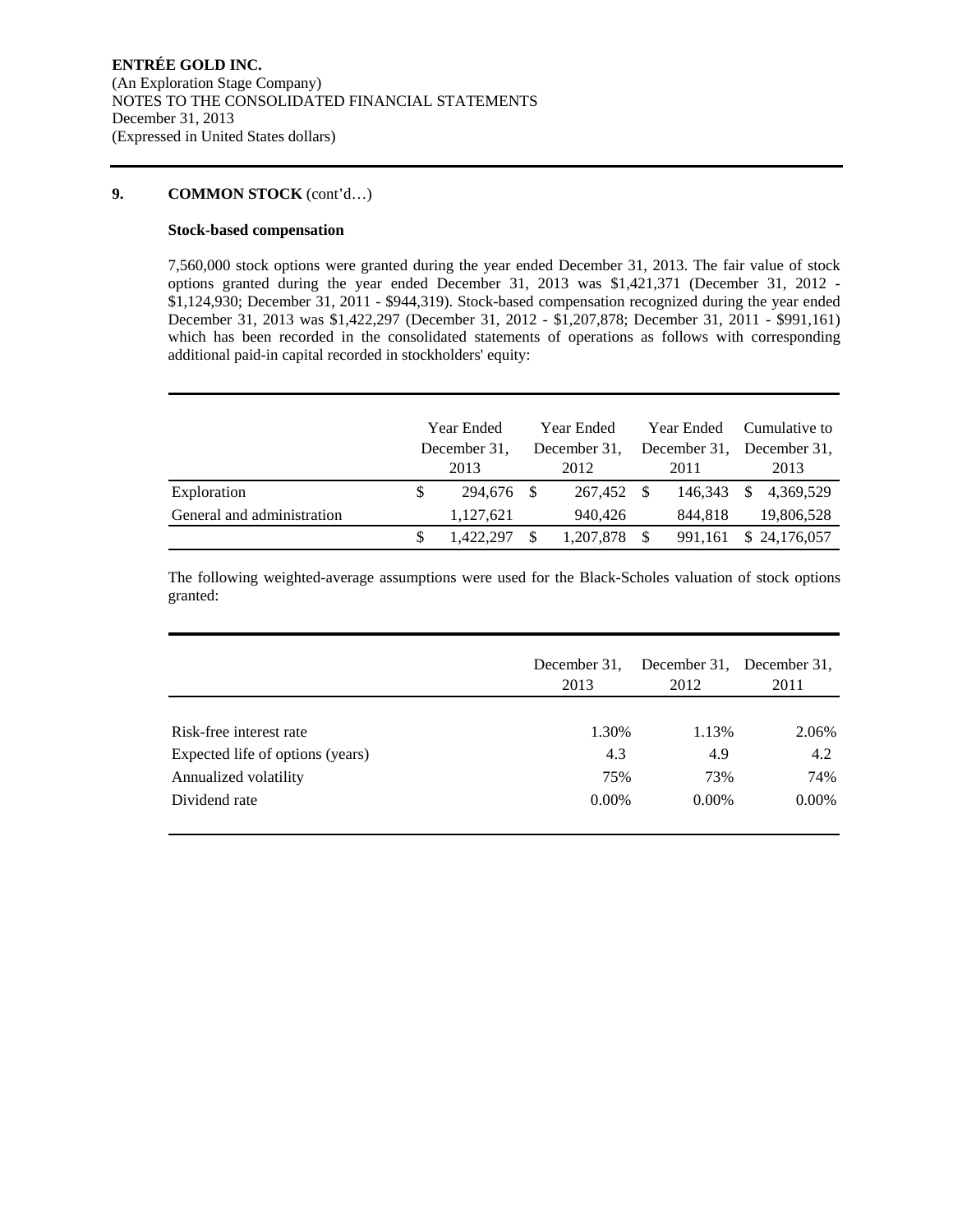ENTRÉE GOLD INC.
(An Exploration Stage Company)
NOTES TO THE CONSOLIDATED FINANCIAL STATEMENTS
December 31, 2013
(Expressed in United States dollars)

## 9. COMMON STOCK (cont'd…)

**Stock-based compensation**

7,560,000 stock options were granted during the year ended December 31, 2013. The fair value of stock options granted during the year ended December 31, 2013 was $1,421,371 (December 31, 2012 - $1,124,930; December 31, 2011 - $944,319). Stock-based compensation recognized during the year ended December 31, 2013 was $1,422,297 (December 31, 2012 - $1,207,878; December 31, 2011 - $991,161) which has been recorded in the consolidated statements of operations as follows with corresponding additional paid-in capital recorded in stockholders' equity:

| | Year Ended December 31, 2013 | Year Ended December 31, 2012 | Year Ended December 31, 2011 | Cumulative to December 31, 2013 |
|---|---|---|---|---|
| Exploration | $ 294,676 | $ 267,452 | $ 146,343 | $ 4,369,529 |
| General and administration | 1,127,621 | 940,426 | 844,818 | 19,806,528 |
| | $ 1,422,297 | $ 1,207,878 | $ 991,161 | $ 24,176,057 |

The following weighted-average assumptions were used for the Black-Scholes valuation of stock options granted:

| | December 31, 2013 | December 31, 2012 | December 31, 2011 |
|---|---|---|---|
| Risk-free interest rate | 1.30% | 1.13% | 2.06% |
| Expected life of options (years) | 4.3 | 4.9 | 4.2 |
| Annualized volatility | 75% | 73% | 74% |
| Dividend rate | 0.00% | 0.00% | 0.00% |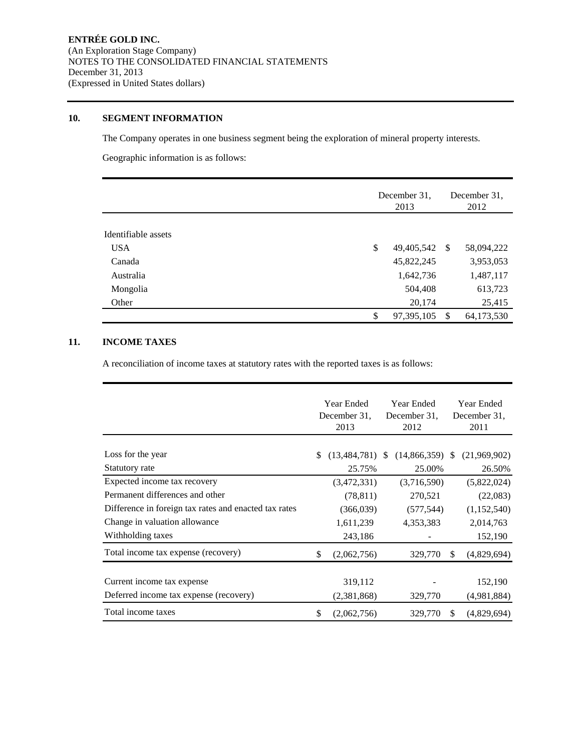**ENTRÉE GOLD INC.**
(An Exploration Stage Company)
NOTES TO THE CONSOLIDATED FINANCIAL STATEMENTS
December 31, 2013
(Expressed in United States dollars)

## 10. SEGMENT INFORMATION

The Company operates in one business segment being the exploration of mineral property interests.

Geographic information is as follows:

| | December 31, 2013 | December 31, 2012 |
|---|---|---|
| Identifiable assets | | |
| USA | $ 49,405,542 | $ 58,094,222 |
| Canada | 45,822,245 | 3,953,053 |
| Australia | 1,642,736 | 1,487,117 |
| Mongolia | 504,408 | 613,723 |
| Other | 20,174 | 25,415 |
| | $ 97,395,105 | $ 64,173,530 |

## 11. INCOME TAXES

A reconciliation of income taxes at statutory rates with the reported taxes is as follows:

| | Year Ended December 31, 2013 | Year Ended December 31, 2012 | Year Ended December 31, 2011 |
|---|---|---|---|
| Loss for the year | $ (13,484,781) | $ (14,866,359) | $ (21,969,902) |
| Statutory rate | 25.75% | 25.00% | 26.50% |
| Expected income tax recovery | (3,472,331) | (3,716,590) | (5,822,024) |
| Permanent differences and other | (78,811) | 270,521 | (22,083) |
| Difference in foreign tax rates and enacted tax rates | (366,039) | (577,544) | (1,152,540) |
| Change in valuation allowance | 1,611,239 | 4,353,383 | 2,014,763 |
| Withholding taxes | 243,186 | - | 152,190 |
| Total income tax expense (recovery) | $ (2,062,756) | 329,770 | $ (4,829,694) |
| | | | |
| Current income tax expense | 319,112 | - | 152,190 |
| Deferred income tax expense (recovery) | (2,381,868) | 329,770 | (4,981,884) |
| Total income taxes | $ (2,062,756) | 329,770 | $ (4,829,694) |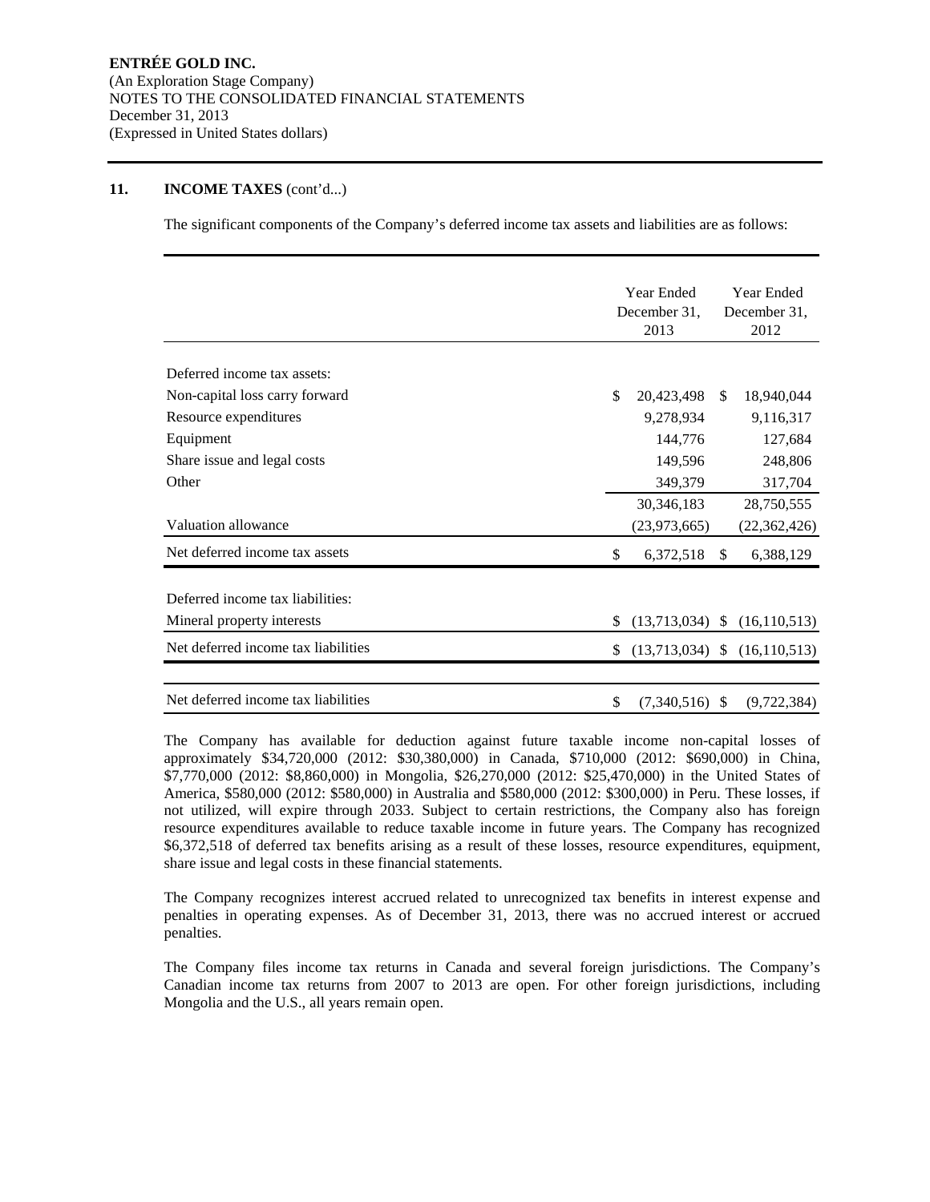**ENTRÉE GOLD INC.**
(An Exploration Stage Company)
NOTES TO THE CONSOLIDATED FINANCIAL STATEMENTS
December 31, 2013
(Expressed in United States dollars)

## 11. INCOME TAXES (cont'd...)

The significant components of the Company's deferred income tax assets and liabilities are as follows:

| | Year Ended December 31, 2013 | Year Ended December 31, 2012 |
|---|---|---|
| Deferred income tax assets: | | |
| Non-capital loss carry forward | $ 20,423,498 | $ 18,940,044 |
| Resource expenditures | 9,278,934 | 9,116,317 |
| Equipment | 144,776 | 127,684 |
| Share issue and legal costs | 149,596 | 248,806 |
| Other | 349,379 | 317,704 |
| | 30,346,183 | 28,750,555 |
| Valuation allowance | (23,973,665) | (22,362,426) |
| Net deferred income tax assets | $ 6,372,518 | $ 6,388,129 |
| Deferred income tax liabilities: | | |
| Mineral property interests | $ (13,713,034) | $ (16,110,513) |
| Net deferred income tax liabilities | $ (13,713,034) | $ (16,110,513) |
| Net deferred income tax liabilities | $ (7,340,516) | $ (9,722,384) |

The Company has available for deduction against future taxable income non-capital losses of approximately $34,720,000 (2012: $30,380,000) in Canada, $710,000 (2012: $690,000) in China, $7,770,000 (2012: $8,860,000) in Mongolia, $26,270,000 (2012: $25,470,000) in the United States of America, $580,000 (2012: $580,000) in Australia and $580,000 (2012: $300,000) in Peru. These losses, if not utilized, will expire through 2033. Subject to certain restrictions, the Company also has foreign resource expenditures available to reduce taxable income in future years. The Company has recognized $6,372,518 of deferred tax benefits arising as a result of these losses, resource expenditures, equipment, share issue and legal costs in these financial statements.

The Company recognizes interest accrued related to unrecognized tax benefits in interest expense and penalties in operating expenses. As of December 31, 2013, there was no accrued interest or accrued penalties.

The Company files income tax returns in Canada and several foreign jurisdictions. The Company's Canadian income tax returns from 2007 to 2013 are open. For other foreign jurisdictions, including Mongolia and the U.S., all years remain open.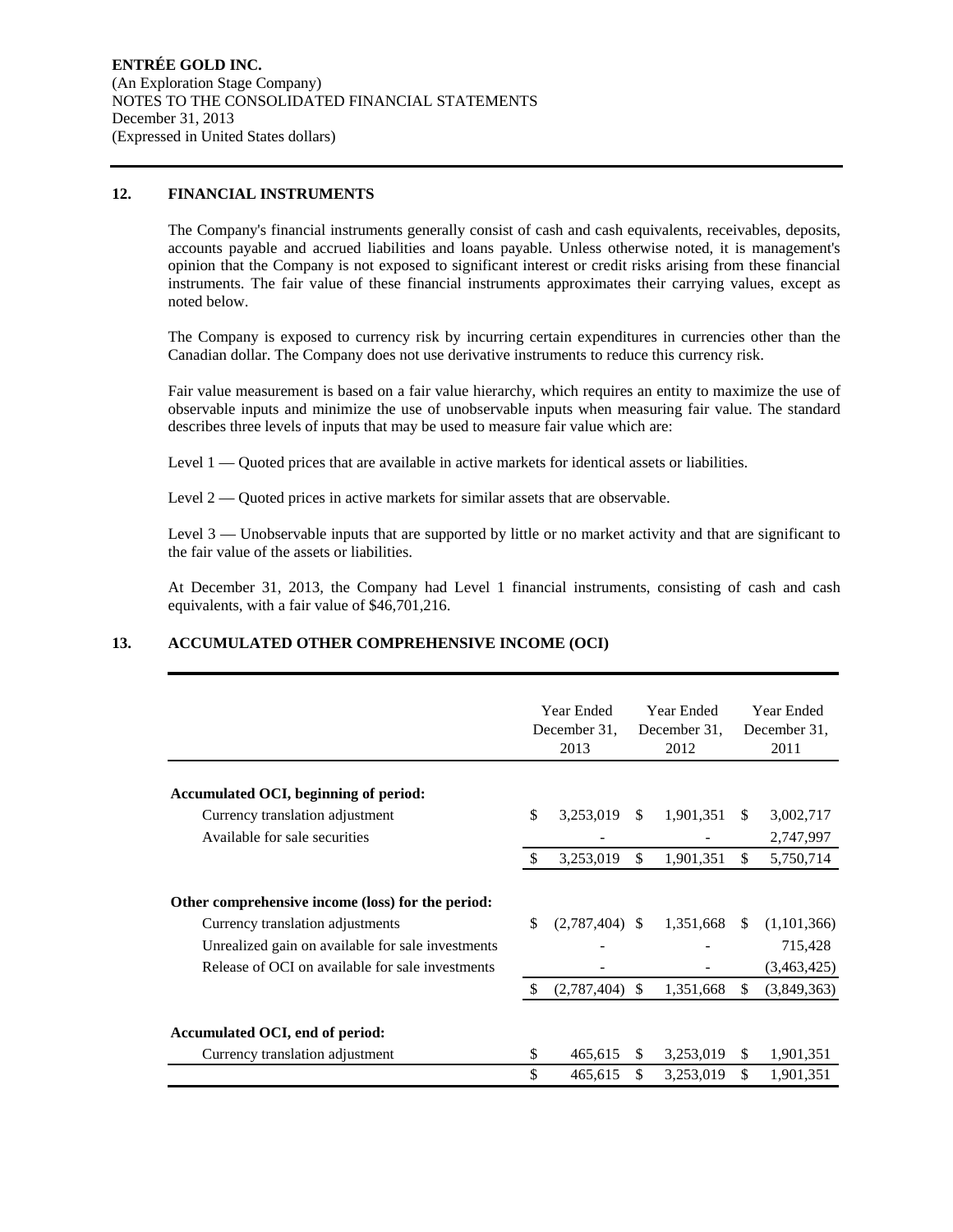**ENTRÉE GOLD INC.**
(An Exploration Stage Company)
NOTES TO THE CONSOLIDATED FINANCIAL STATEMENTS
December 31, 2013
(Expressed in United States dollars)

## 12. FINANCIAL INSTRUMENTS

The Company's financial instruments generally consist of cash and cash equivalents, receivables, deposits, accounts payable and accrued liabilities and loans payable. Unless otherwise noted, it is management's opinion that the Company is not exposed to significant interest or credit risks arising from these financial instruments. The fair value of these financial instruments approximates their carrying values, except as noted below.

The Company is exposed to currency risk by incurring certain expenditures in currencies other than the Canadian dollar. The Company does not use derivative instruments to reduce this currency risk.

Fair value measurement is based on a fair value hierarchy, which requires an entity to maximize the use of observable inputs and minimize the use of unobservable inputs when measuring fair value. The standard describes three levels of inputs that may be used to measure fair value which are:

Level 1 — Quoted prices that are available in active markets for identical assets or liabilities.

Level 2 — Quoted prices in active markets for similar assets that are observable.

Level 3 — Unobservable inputs that are supported by little or no market activity and that are significant to the fair value of the assets or liabilities.

At December 31, 2013, the Company had Level 1 financial instruments, consisting of cash and cash equivalents, with a fair value of $46,701,216.

## 13. ACCUMULATED OTHER COMPREHENSIVE INCOME (OCI)

| | Year Ended December 31, 2013 | Year Ended December 31, 2012 | Year Ended December 31, 2011 |
|---|---|---|---|
| **Accumulated OCI, beginning of period:** | | | |
| Currency translation adjustment | $ 3,253,019 | $ 1,901,351 | $ 3,002,717 |
| Available for sale securities | - | - | 2,747,997 |
| | $ 3,253,019 | $ 1,901,351 | $ 5,750,714 |
| **Other comprehensive income (loss) for the period:** | | | |
| Currency translation adjustments | $ (2,787,404) | $ 1,351,668 | $ (1,101,366) |
| Unrealized gain on available for sale investments | - | - | 715,428 |
| Release of OCI on available for sale investments | - | - | (3,463,425) |
| | $ (2,787,404) | $ 1,351,668 | $ (3,849,363) |
| **Accumulated OCI, end of period:** | | | |
| Currency translation adjustment | $ 465,615 | $ 3,253,019 | $ 1,901,351 |
| | $ 465,615 | $ 3,253,019 | $ 1,901,351 |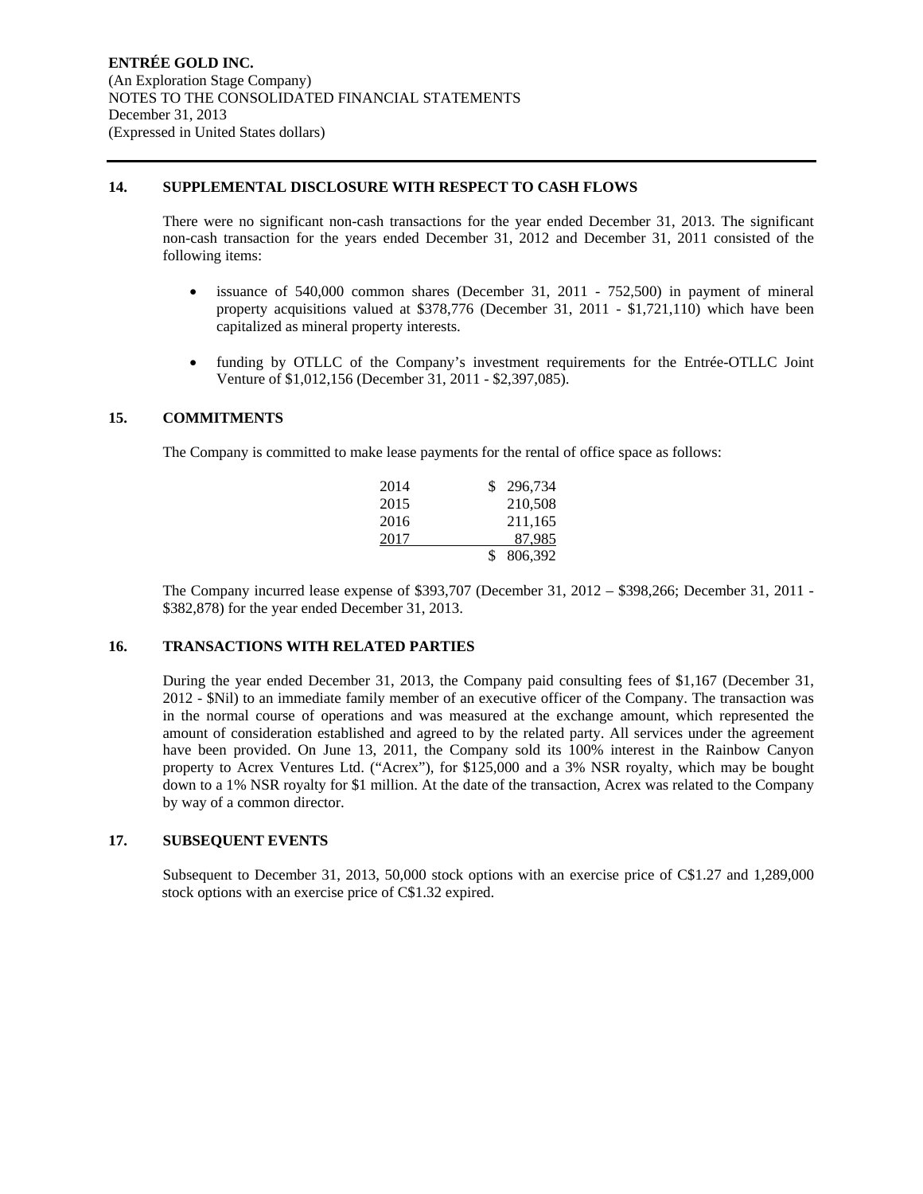**ENTRÉE GOLD INC.**
(An Exploration Stage Company)
NOTES TO THE CONSOLIDATED FINANCIAL STATEMENTS
December 31, 2013
(Expressed in United States dollars)

## 14. SUPPLEMENTAL DISCLOSURE WITH RESPECT TO CASH FLOWS

There were no significant non-cash transactions for the year ended December 31, 2013. The significant non-cash transaction for the years ended December 31, 2012 and December 31, 2011 consisted of the following items:

- issuance of 540,000 common shares (December 31, 2011 - 752,500) in payment of mineral property acquisitions valued at $378,776 (December 31, 2011 - $1,721,110) which have been capitalized as mineral property interests.
- funding by OTLLC of the Company's investment requirements for the Entrée-OTLLC Joint Venture of $1,012,156 (December 31, 2011 - $2,397,085).

## 15. COMMITMENTS

The Company is committed to make lease payments for the rental of office space as follows:

| | |
|---|---|
| 2014 | $ 296,734 |
| 2015 | 210,508 |
| 2016 | 211,165 |
| 2017 | 87,985 |
| | $ 806,392 |

The Company incurred lease expense of $393,707 (December 31, 2012 – $398,266; December 31, 2011 - $382,878) for the year ended December 31, 2013.

## 16. TRANSACTIONS WITH RELATED PARTIES

During the year ended December 31, 2013, the Company paid consulting fees of $1,167 (December 31, 2012 - $Nil) to an immediate family member of an executive officer of the Company. The transaction was in the normal course of operations and was measured at the exchange amount, which represented the amount of consideration established and agreed to by the related party. All services under the agreement have been provided. On June 13, 2011, the Company sold its 100% interest in the Rainbow Canyon property to Acrex Ventures Ltd. ("Acrex"), for $125,000 and a 3% NSR royalty, which may be bought down to a 1% NSR royalty for $1 million. At the date of the transaction, Acrex was related to the Company by way of a common director.

## 17. SUBSEQUENT EVENTS

Subsequent to December 31, 2013, 50,000 stock options with an exercise price of C$1.27 and 1,289,000 stock options with an exercise price of C$1.32 expired.